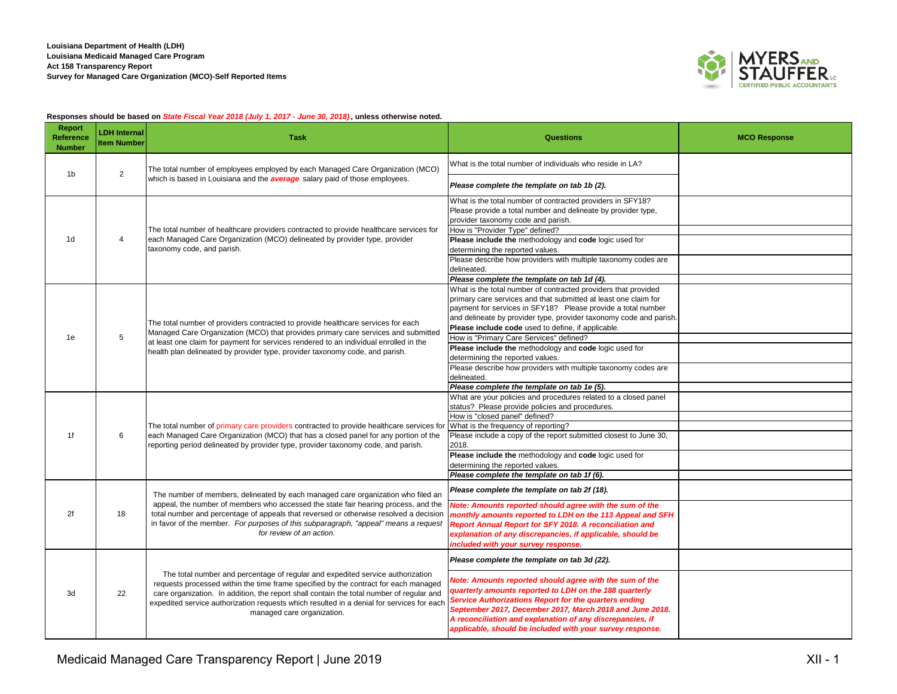**Louisiana Department of Health (LDH)**
**Louisiana Medicaid Managed Care Program**
**Act 158 Transparency Report**
**Survey for Managed Care Organization (MCO)-Self Reported Items**

**Responses should be based on *State Fiscal Year 2018 (July 1, 2017 - June 30, 2018)*, unless otherwise noted.**

| Report Reference Number | LDH Internal Item Number | Task | Questions | MCO Response |
|---|---|---|---|---|
| 1b | 2 | The total number of employees employed by each Managed Care Organization (MCO) which is based in Louisiana and the ***average*** salary paid of those employees. | What is the total number of individuals who reside in LA? | |
| | | | ***Please complete the template on tab 1b (2).*** | |
| 1d | 4 | The total number of healthcare providers contracted to provide healthcare services for each Managed Care Organization (MCO) delineated by provider type, provider taxonomy code, and parish. | What is the total number of contracted providers in SFY18? Please provide a total number and delineate by provider type, provider taxonomy code and parish. | |
| | | | How is "Provider Type" defined? | |
| | | | **Please include the** methodology and **code** logic used for determining the reported values. | |
| | | | Please describe how providers with multiple taxonomy codes are delineated. | |
| | | | ***Please complete the template on tab 1d (4).*** | |
| 1e | 5 | The total number of providers contracted to provide healthcare services for each Managed Care Organization (MCO) that provides primary care services and submitted at least one claim for payment for services rendered to an individual enrolled in the health plan delineated by provider type, provider taxonomy code, and parish. | What is the total number of contracted providers that provided primary care services and that submitted at least one claim for payment for services in SFY18? Please provide a total number and delineate by provider type, provider taxonomy code and parish. **Please include code** used to define, if applicable. | |
| | | | How is "Primary Care Services" defined? | |
| | | | **Please include the** methodology and **code** logic used for determining the reported values. | |
| | | | Please describe how providers with multiple taxonomy codes are delineated. | |
| | | | ***Please complete the template on tab 1e (5).*** | |
| 1f | 6 | The total number of primary care providers contracted to provide healthcare services for each Managed Care Organization (MCO) that has a closed panel for any portion of the reporting period delineated by provider type, provider taxonomy code, and parish. | What are your policies and procedures related to a closed panel status? Please provide policies and procedures. | |
| | | | How is "closed panel" defined? | |
| | | | What is the frequency of reporting? | |
| | | | Please include a copy of the report submitted closest to June 30, 2018. | |
| | | | **Please include the** methodology and **code** logic used for determining the reported values. | |
| | | | ***Please complete the template on tab 1f (6).*** | |
| 2f | 18 | The number of members, delineated by each managed care organization who filed an appeal, the number of members who accessed the state fair hearing process, and the total number and percentage of appeals that reversed or otherwise resolved a decision in favor of the member. *For purposes of this subparagraph, "appeal" means a request for review of an action.* | ***Please complete the template on tab 2f (18).*** | |
| | | | ***Note: Amounts reported should agree with the sum of the monthly amounts reported to LDH on the 113 Appeal and SFH Report Annual Report for SFY 2018. A reconciliation and explanation of any discrepancies, if applicable, should be included with your survey response.*** | |
| 3d | 22 | The total number and percentage of regular and expedited service authorization requests processed within the time frame specified by the contract for each managed care organization. In addition, the report shall contain the total number of regular and expedited service authorization requests which resulted in a denial for services for each managed care organization. | ***Please complete the template on tab 3d (22).*** | |
| | | | ***Note: Amounts reported should agree with the sum of the quarterly amounts reported to LDH on the 188 quarterly Service Authorizations Report for the quarters ending September 2017, December 2017, March 2018 and June 2018. A reconciliation and explanation of any discrepancies, if applicable, should be included with your survey response.*** | |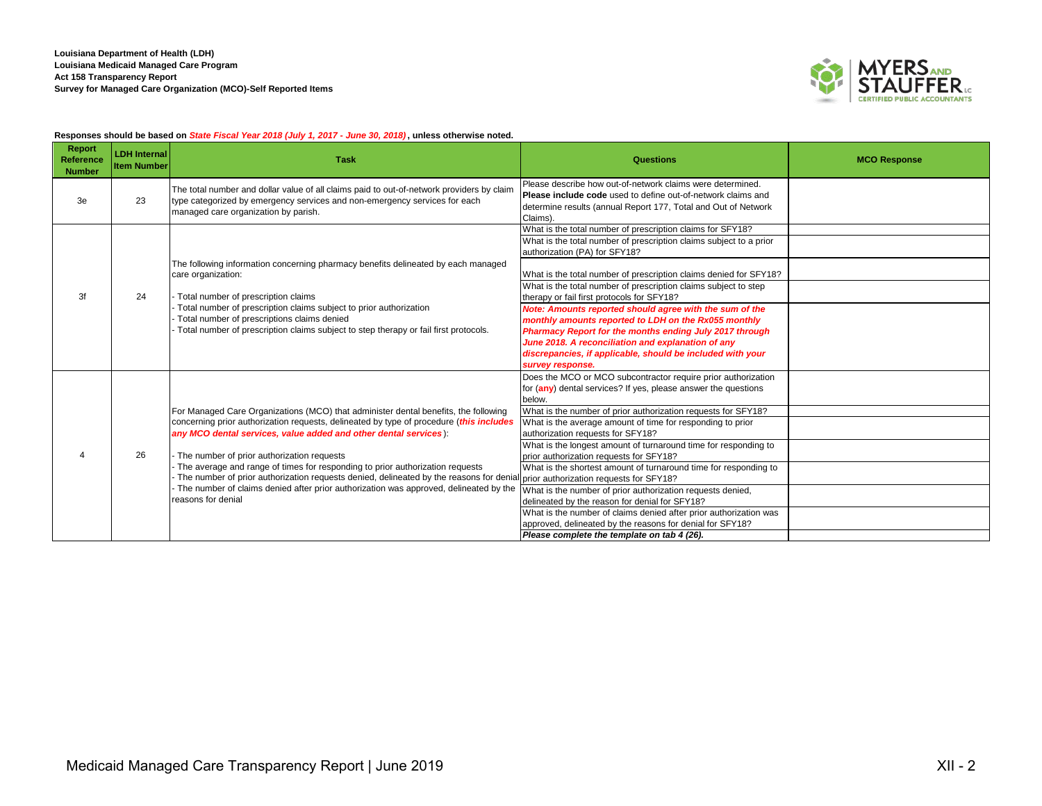**Louisiana Department of Health (LDH)**
**Louisiana Medicaid Managed Care Program**
**Act 158 Transparency Report**
**Survey for Managed Care Organization (MCO)-Self Reported Items**

**Responses should be based on *State Fiscal Year 2018 (July 1, 2017 - June 30, 2018)*, unless otherwise noted.**

| Report Reference Number | LDH Internal Item Number | Task | Questions | MCO Response |
|---|---|---|---|---|
| 3e | 23 | The total number and dollar value of all claims paid to out-of-network providers by claim type categorized by emergency services and non-emergency services for each managed care organization by parish. | Please describe how out-of-network claims were determined. **Please include code** used to define out-of-network claims and determine results (annual Report 177, Total and Out of Network Claims). | |
| 3f | 24 | The following information concerning pharmacy benefits delineated by each managed care organization:<br><br>- Total number of prescription claims<br>- Total number of prescription claims subject to prior authorization<br>- Total number of prescriptions claims denied<br>- Total number of prescription claims subject to step therapy or fail first protocols. | What is the total number of prescription claims for SFY18? | |
| | | | What is the total number of prescription claims subject to a prior authorization (PA) for SFY18? | |
| | | | What is the total number of prescription claims denied for SFY18? | |
| | | | What is the total number of prescription claims subject to step therapy or fail first protocols for SFY18? | |
| | | | ***Note: Amounts reported should agree with the sum of the monthly amounts reported to LDH on the Rx055 monthly Pharmacy Report for the months ending July 2017 through June 2018. A reconciliation and explanation of any discrepancies, if applicable, should be included with your survey response.*** | |
| 4 | 26 | For Managed Care Organizations (MCO) that administer dental benefits, the following concerning prior authorization requests, delineated by type of procedure (***this includes any MCO dental services, value added and other dental services***):<br><br>- The number of prior authorization requests<br>- The average and range of times for responding to prior authorization requests<br>- The number of prior authorization requests denied, delineated by the reasons for denial<br>- The number of claims denied after prior authorization was approved, delineated by the reasons for denial | Does the MCO or MCO subcontractor require prior authorization for (**any**) dental services? If yes, please answer the questions below. | |
| | | | What is the number of prior authorization requests for SFY18? | |
| | | | What is the average amount of time for responding to prior authorization requests for SFY18? | |
| | | | What is the longest amount of turnaround time for responding to prior authorization requests for SFY18? | |
| | | | What is the shortest amount of turnaround time for responding to prior authorization requests for SFY18? | |
| | | | What is the number of prior authorization requests denied, delineated by the reason for denial for SFY18? | |
| | | | What is the number of claims denied after prior authorization was approved, delineated by the reasons for denial for SFY18? | |
| | | | ***Please complete the template on tab 4 (26).*** | |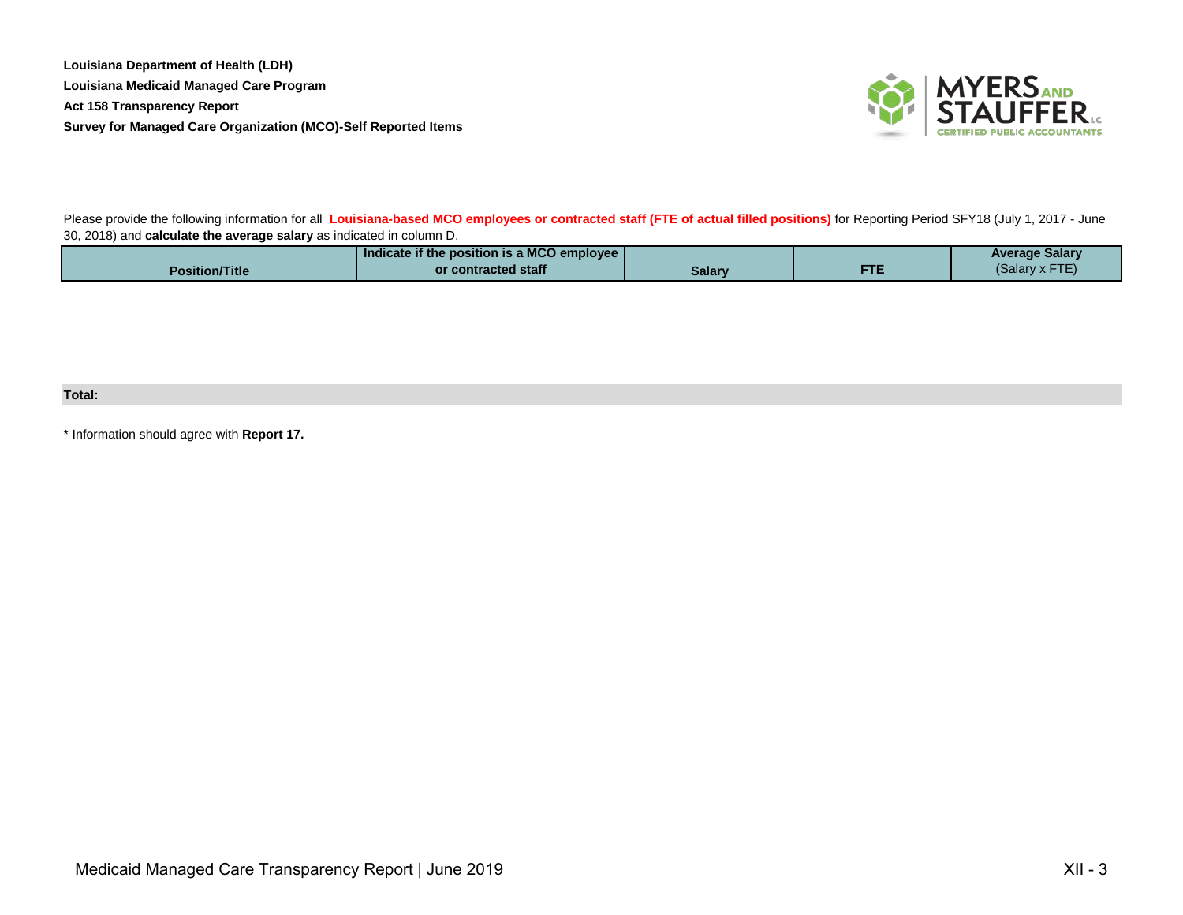**Louisiana Department of Health (LDH)**

**Louisiana Medicaid Managed Care Program**

**Act 158 Transparency Report**

**Survey for Managed Care Organization (MCO)-Self Reported Items**

Please provide the following information for all **Louisiana-based MCO employees or contracted staff (FTE of actual filled positions)** for Reporting Period SFY18 (July 1, 2017 - June 30, 2018) and **calculate the average salary** as indicated in column D.

| Position/Title | Indicate if the position is a MCO employee or contracted staff | Salary | FTE | Average Salary (Salary x FTE) |
|---|---|---|---|---|
| | | | | |
| **Total:** | | | | |

\* Information should agree with **Report 17.**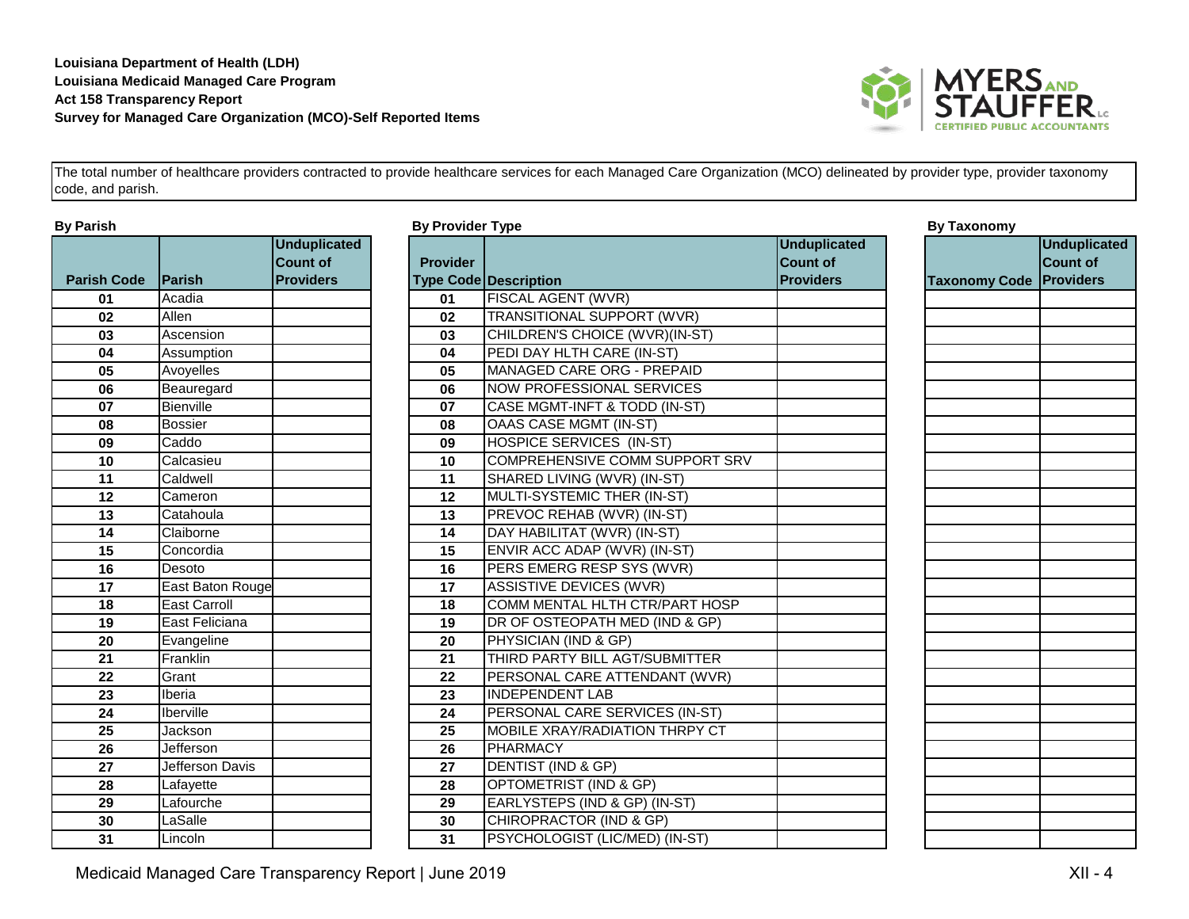**Louisiana Department of Health (LDH)**
**Louisiana Medicaid Managed Care Program**
**Act 158 Transparency Report**
**Survey for Managed Care Organization (MCO)-Self Reported Items**

The total number of healthcare providers contracted to provide healthcare services for each Managed Care Organization (MCO) delineated by provider type, provider taxonomy code, and parish.

**By Parish**

| Parish Code | Parish | Unduplicated Count of Providers |
|---|---|---|
| 01 | Acadia | |
| 02 | Allen | |
| 03 | Ascension | |
| 04 | Assumption | |
| 05 | Avoyelles | |
| 06 | Beauregard | |
| 07 | Bienville | |
| 08 | Bossier | |
| 09 | Caddo | |
| 10 | Calcasieu | |
| 11 | Caldwell | |
| 12 | Cameron | |
| 13 | Catahoula | |
| 14 | Claiborne | |
| 15 | Concordia | |
| 16 | Desoto | |
| 17 | East Baton Rouge | |
| 18 | East Carroll | |
| 19 | East Feliciana | |
| 20 | Evangeline | |
| 21 | Franklin | |
| 22 | Grant | |
| 23 | Iberia | |
| 24 | Iberville | |
| 25 | Jackson | |
| 26 | Jefferson | |
| 27 | Jefferson Davis | |
| 28 | Lafayette | |
| 29 | Lafourche | |
| 30 | LaSalle | |
| 31 | Lincoln | |

**By Provider Type**

| Provider Type Code | Description | Unduplicated Count of Providers |
|---|---|---|
| 01 | FISCAL AGENT (WVR) | |
| 02 | TRANSITIONAL SUPPORT (WVR) | |
| 03 | CHILDREN'S CHOICE (WVR)(IN-ST) | |
| 04 | PEDI DAY HLTH CARE (IN-ST) | |
| 05 | MANAGED CARE ORG - PREPAID | |
| 06 | NOW PROFESSIONAL SERVICES | |
| 07 | CASE MGMT-INFT & TODD (IN-ST) | |
| 08 | OAAS CASE MGMT (IN-ST) | |
| 09 | HOSPICE SERVICES (IN-ST) | |
| 10 | COMPREHENSIVE COMM SUPPORT SRV | |
| 11 | SHARED LIVING (WVR) (IN-ST) | |
| 12 | MULTI-SYSTEMIC THER (IN-ST) | |
| 13 | PREVOC REHAB (WVR) (IN-ST) | |
| 14 | DAY HABILITAT (WVR) (IN-ST) | |
| 15 | ENVIR ACC ADAP (WVR) (IN-ST) | |
| 16 | PERS EMERG RESP SYS (WVR) | |
| 17 | ASSISTIVE DEVICES (WVR) | |
| 18 | COMM MENTAL HLTH CTR/PART HOSP | |
| 19 | DR OF OSTEOPATH MED (IND & GP) | |
| 20 | PHYSICIAN (IND & GP) | |
| 21 | THIRD PARTY BILL AGT/SUBMITTER | |
| 22 | PERSONAL CARE ATTENDANT (WVR) | |
| 23 | INDEPENDENT LAB | |
| 24 | PERSONAL CARE SERVICES (IN-ST) | |
| 25 | MOBILE XRAY/RADIATION THRPY CT | |
| 26 | PHARMACY | |
| 27 | DENTIST (IND & GP) | |
| 28 | OPTOMETRIST (IND & GP) | |
| 29 | EARLYSTEPS (IND & GP) (IN-ST) | |
| 30 | CHIROPRACTOR (IND & GP) | |
| 31 | PSYCHOLOGIST (LIC/MED) (IN-ST) | |

**By Taxonomy**

| Taxonomy Code | Unduplicated Count of Providers |
|---|---|
| | |
| | |
| | |
| | |
| | |
| | |
| | |
| | |
| | |
| | |
| | |
| | |
| | |
| | |
| | |
| | |
| | |
| | |
| | |
| | |
| | |
| | |
| | |
| | |
| | |
| | |
| | |
| | |
| | |
| | |
| | |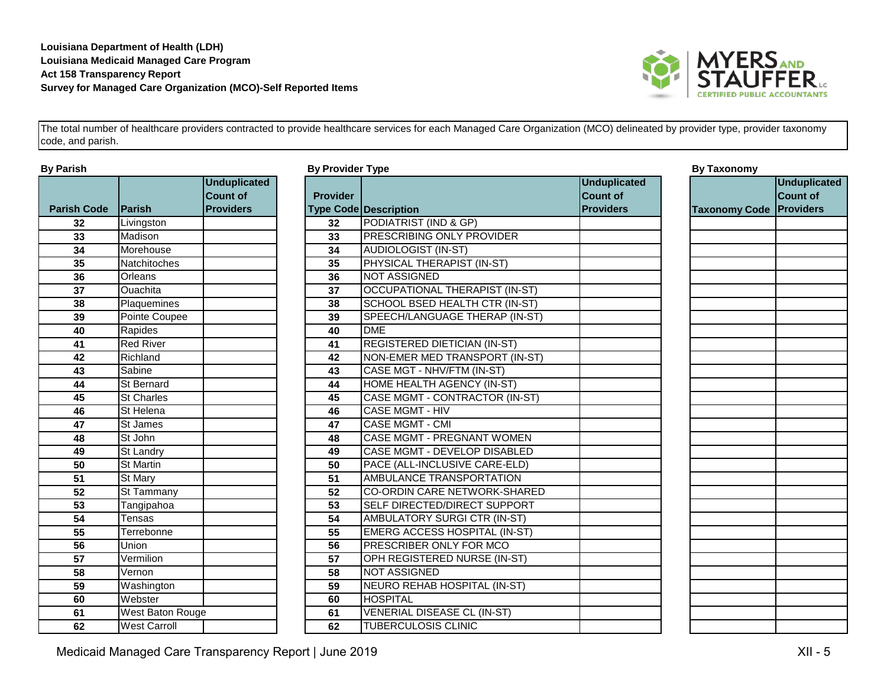**Louisiana Department of Health (LDH)**
**Louisiana Medicaid Managed Care Program**
**Act 158 Transparency Report**
**Survey for Managed Care Organization (MCO)-Self Reported Items**

The total number of healthcare providers contracted to provide healthcare services for each Managed Care Organization (MCO) delineated by provider type, provider taxonomy code, and parish.

### By Parish

| Parish Code | Parish | Unduplicated Count of Providers |
|---|---|---|
| 32 | Livingston | |
| 33 | Madison | |
| 34 | Morehouse | |
| 35 | Natchitoches | |
| 36 | Orleans | |
| 37 | Ouachita | |
| 38 | Plaquemines | |
| 39 | Pointe Coupee | |
| 40 | Rapides | |
| 41 | Red River | |
| 42 | Richland | |
| 43 | Sabine | |
| 44 | St Bernard | |
| 45 | St Charles | |
| 46 | St Helena | |
| 47 | St James | |
| 48 | St John | |
| 49 | St Landry | |
| 50 | St Martin | |
| 51 | St Mary | |
| 52 | St Tammany | |
| 53 | Tangipahoa | |
| 54 | Tensas | |
| 55 | Terrebonne | |
| 56 | Union | |
| 57 | Vermilion | |
| 58 | Vernon | |
| 59 | Washington | |
| 60 | Webster | |
| 61 | West Baton Rouge | |
| 62 | West Carroll | |

### By Provider Type

| Provider Type Code | Description | Unduplicated Count of Providers |
|---|---|---|
| 32 | PODIATRIST (IND & GP) | |
| 33 | PRESCRIBING ONLY PROVIDER | |
| 34 | AUDIOLOGIST (IN-ST) | |
| 35 | PHYSICAL THERAPIST (IN-ST) | |
| 36 | NOT ASSIGNED | |
| 37 | OCCUPATIONAL THERAPIST (IN-ST) | |
| 38 | SCHOOL BSED HEALTH CTR (IN-ST) | |
| 39 | SPEECH/LANGUAGE THERAP (IN-ST) | |
| 40 | DME | |
| 41 | REGISTERED DIETICIAN (IN-ST) | |
| 42 | NON-EMER MED TRANSPORT (IN-ST) | |
| 43 | CASE MGT - NHV/FTM (IN-ST) | |
| 44 | HOME HEALTH AGENCY (IN-ST) | |
| 45 | CASE MGMT - CONTRACTOR (IN-ST) | |
| 46 | CASE MGMT - HIV | |
| 47 | CASE MGMT - CMI | |
| 48 | CASE MGMT - PREGNANT WOMEN | |
| 49 | CASE MGMT - DEVELOP DISABLED | |
| 50 | PACE (ALL-INCLUSIVE CARE-ELD) | |
| 51 | AMBULANCE TRANSPORTATION | |
| 52 | CO-ORDIN CARE NETWORK-SHARED | |
| 53 | SELF DIRECTED/DIRECT SUPPORT | |
| 54 | AMBULATORY SURGI CTR (IN-ST) | |
| 55 | EMERG ACCESS HOSPITAL (IN-ST) | |
| 56 | PRESCRIBER ONLY FOR MCO | |
| 57 | OPH REGISTERED NURSE (IN-ST) | |
| 58 | NOT ASSIGNED | |
| 59 | NEURO REHAB HOSPITAL (IN-ST) | |
| 60 | HOSPITAL | |
| 61 | VENERIAL DISEASE CL (IN-ST) | |
| 62 | TUBERCULOSIS CLINIC | |

### By Taxonomy

| Taxonomy Code | Unduplicated Count of Providers |
|---|---|
| | |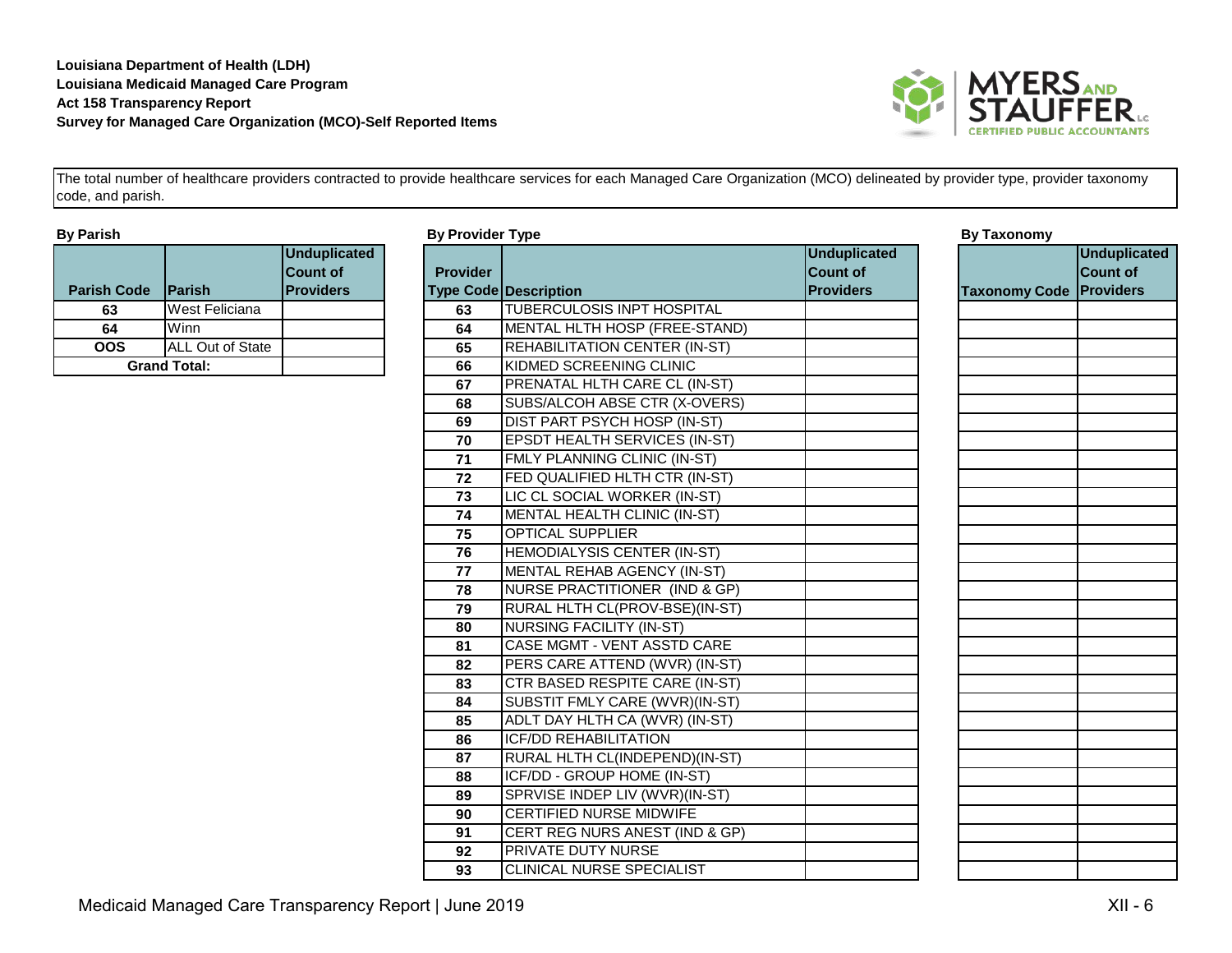**Louisiana Department of Health (LDH)**
**Louisiana Medicaid Managed Care Program**
**Act 158 Transparency Report**
**Survey for Managed Care Organization (MCO)-Self Reported Items**

The total number of healthcare providers contracted to provide healthcare services for each Managed Care Organization (MCO) delineated by provider type, provider taxonomy code, and parish.

**By Parish**

| Parish Code | Parish | Unduplicated Count of Providers |
|---|---|---|
| 63 | West Feliciana | |
| 64 | Winn | |
| OOS | ALL Out of State | |
| Grand Total: | | |

**By Provider Type**

| Provider Type Code | Description | Unduplicated Count of Providers |
|---|---|---|
| 63 | TUBERCULOSIS INPT HOSPITAL | |
| 64 | MENTAL HLTH HOSP (FREE-STAND) | |
| 65 | REHABILITATION CENTER (IN-ST) | |
| 66 | KIDMED SCREENING CLINIC | |
| 67 | PRENATAL HLTH CARE CL (IN-ST) | |
| 68 | SUBS/ALCOH ABSE CTR (X-OVERS) | |
| 69 | DIST PART PSYCH HOSP (IN-ST) | |
| 70 | EPSDT HEALTH SERVICES (IN-ST) | |
| 71 | FMLY PLANNING CLINIC (IN-ST) | |
| 72 | FED QUALIFIED HLTH CTR (IN-ST) | |
| 73 | LIC CL SOCIAL WORKER (IN-ST) | |
| 74 | MENTAL HEALTH CLINIC (IN-ST) | |
| 75 | OPTICAL SUPPLIER | |
| 76 | HEMODIALYSIS CENTER (IN-ST) | |
| 77 | MENTAL REHAB AGENCY (IN-ST) | |
| 78 | NURSE PRACTITIONER (IND & GP) | |
| 79 | RURAL HLTH CL(PROV-BSE)(IN-ST) | |
| 80 | NURSING FACILITY (IN-ST) | |
| 81 | CASE MGMT - VENT ASSTD CARE | |
| 82 | PERS CARE ATTEND (WVR) (IN-ST) | |
| 83 | CTR BASED RESPITE CARE (IN-ST) | |
| 84 | SUBSTIT FMLY CARE (WVR)(IN-ST) | |
| 85 | ADLT DAY HLTH CA (WVR) (IN-ST) | |
| 86 | ICF/DD REHABILITATION | |
| 87 | RURAL HLTH CL(INDEPEND)(IN-ST) | |
| 88 | ICF/DD - GROUP HOME (IN-ST) | |
| 89 | SPRVISE INDEP LIV (WVR)(IN-ST) | |
| 90 | CERTIFIED NURSE MIDWIFE | |
| 91 | CERT REG NURS ANEST (IND & GP) | |
| 92 | PRIVATE DUTY NURSE | |
| 93 | CLINICAL NURSE SPECIALIST | |

**By Taxonomy**

| Taxonomy Code | Unduplicated Count of Providers |
|---|---|
| | |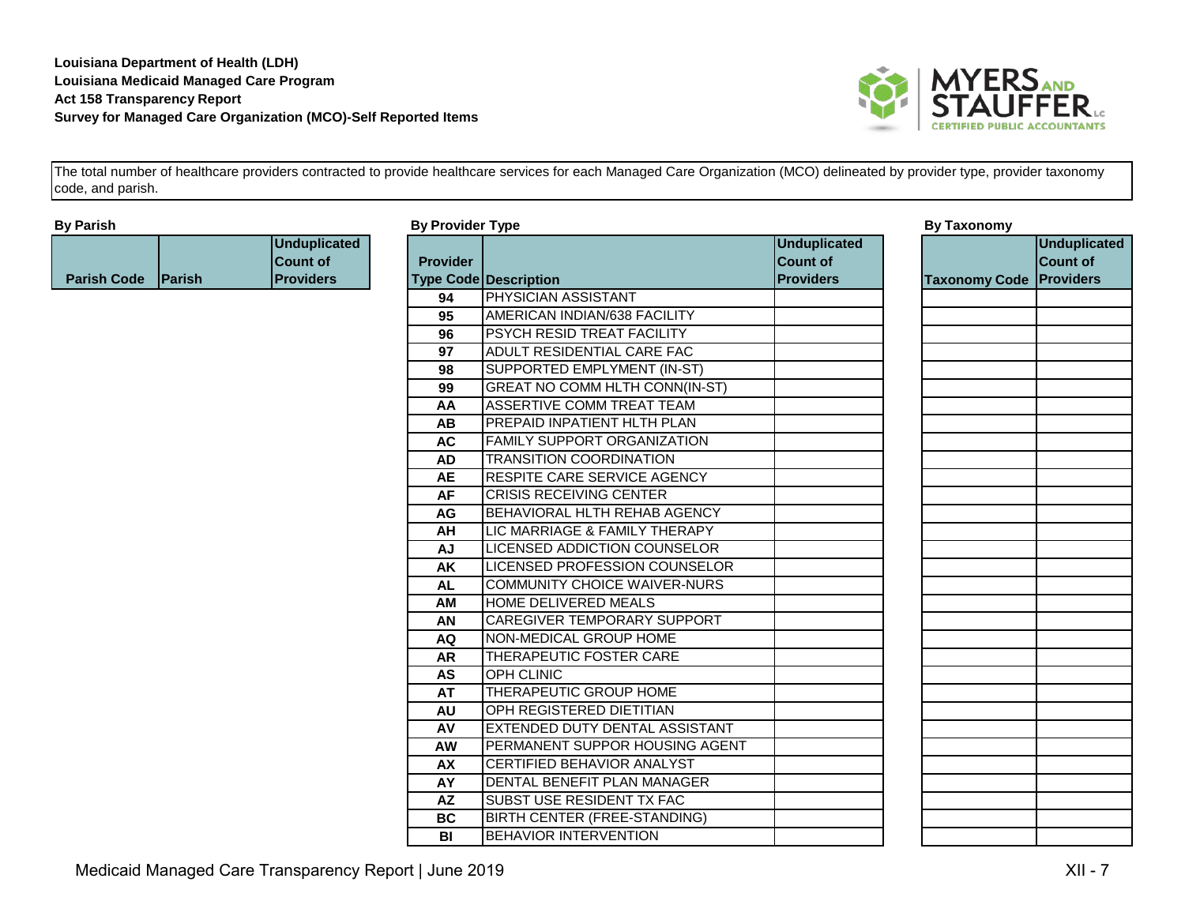**Louisiana Department of Health (LDH)**
**Louisiana Medicaid Managed Care Program**
**Act 158 Transparency Report**
**Survey for Managed Care Organization (MCO)-Self Reported Items**

The total number of healthcare providers contracted to provide healthcare services for each Managed Care Organization (MCO) delineated by provider type, provider taxonomy code, and parish.

**By Parish**

| Parish Code | Parish | Unduplicated Count of Providers |
|---|---|---|

**By Provider Type**

| Provider Type Code | Description | Unduplicated Count of Providers |
|---|---|---|
| 94 | PHYSICIAN ASSISTANT | |
| 95 | AMERICAN INDIAN/638 FACILITY | |
| 96 | PSYCH RESID TREAT FACILITY | |
| 97 | ADULT RESIDENTIAL CARE FAC | |
| 98 | SUPPORTED EMPLYMENT (IN-ST) | |
| 99 | GREAT NO COMM HLTH CONN(IN-ST) | |
| AA | ASSERTIVE COMM TREAT TEAM | |
| AB | PREPAID INPATIENT HLTH PLAN | |
| AC | FAMILY SUPPORT ORGANIZATION | |
| AD | TRANSITION COORDINATION | |
| AE | RESPITE CARE SERVICE AGENCY | |
| AF | CRISIS RECEIVING CENTER | |
| AG | BEHAVIORAL HLTH REHAB AGENCY | |
| AH | LIC MARRIAGE & FAMILY THERAPY | |
| AJ | LICENSED ADDICTION COUNSELOR | |
| AK | LICENSED PROFESSION COUNSELOR | |
| AL | COMMUNITY CHOICE WAIVER-NURS | |
| AM | HOME DELIVERED MEALS | |
| AN | CAREGIVER TEMPORARY SUPPORT | |
| AQ | NON-MEDICAL GROUP HOME | |
| AR | THERAPEUTIC FOSTER CARE | |
| AS | OPH CLINIC | |
| AT | THERAPEUTIC GROUP HOME | |
| AU | OPH REGISTERED DIETITIAN | |
| AV | EXTENDED DUTY DENTAL ASSISTANT | |
| AW | PERMANENT SUPPOR HOUSING AGENT | |
| AX | CERTIFIED BEHAVIOR ANALYST | |
| AY | DENTAL BENEFIT PLAN MANAGER | |
| AZ | SUBST USE RESIDENT TX FAC | |
| BC | BIRTH CENTER (FREE-STANDING) | |
| BI | BEHAVIOR INTERVENTION | |

**By Taxonomy**

| Taxonomy Code | Unduplicated Count of Providers |
|---|---|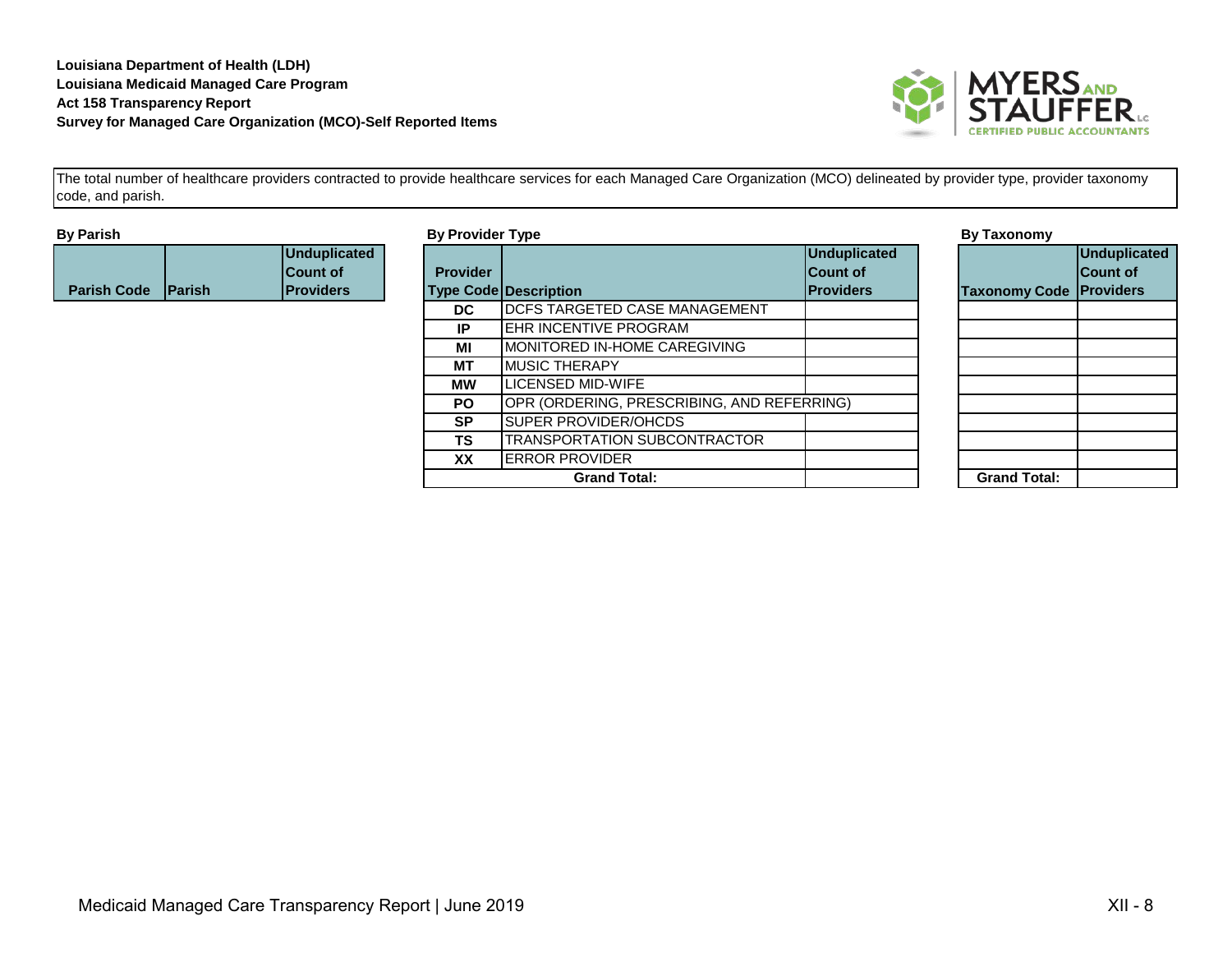**Louisiana Department of Health (LDH)**
**Louisiana Medicaid Managed Care Program**
**Act 158 Transparency Report**
**Survey for Managed Care Organization (MCO)-Self Reported Items**

The total number of healthcare providers contracted to provide healthcare services for each Managed Care Organization (MCO) delineated by provider type, provider taxonomy code, and parish.

**By Parish**

| Parish Code | Parish | Unduplicated Count of Providers |
|---|---|---|

**By Provider Type**

| Provider Type Code | Description | Unduplicated Count of Providers |
|---|---|---|
| DC | DCFS TARGETED CASE MANAGEMENT | |
| IP | EHR INCENTIVE PROGRAM | |
| MI | MONITORED IN-HOME CAREGIVING | |
| MT | MUSIC THERAPY | |
| MW | LICENSED MID-WIFE | |
| PO | OPR (ORDERING, PRESCRIBING, AND REFERRING) | |
| SP | SUPER PROVIDER/OHCDS | |
| TS | TRANSPORTATION SUBCONTRACTOR | |
| XX | ERROR PROVIDER | |
| **Grand Total:** | | |

**By Taxonomy**

| Taxonomy Code | Unduplicated Count of Providers |
|---|---|
| | |
| | |
| | |
| | |
| | |
| | |
| | |
| | |
| | |
| **Grand Total:** | |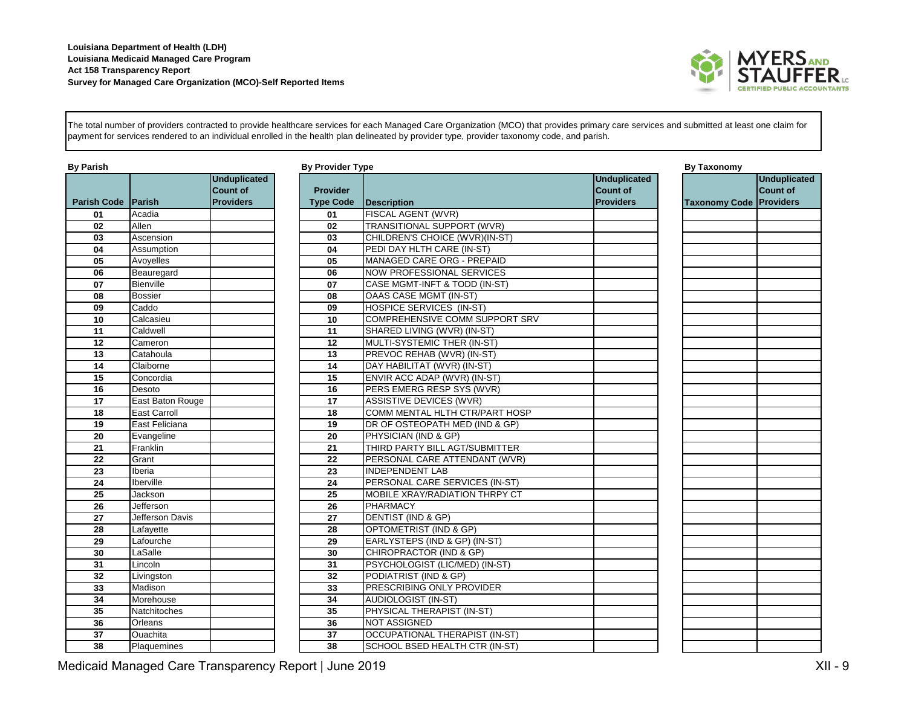**Louisiana Department of Health (LDH)**
**Louisiana Medicaid Managed Care Program**
**Act 158 Transparency Report**
**Survey for Managed Care Organization (MCO)-Self Reported Items**

The total number of providers contracted to provide healthcare services for each Managed Care Organization (MCO) that provides primary care services and submitted at least one claim for payment for services rendered to an individual enrolled in the health plan delineated by provider type, provider taxonomy code, and parish.

**By Parish**

| Parish Code | Parish | Unduplicated Count of Providers |
|---|---|---|
| 01 | Acadia | |
| 02 | Allen | |
| 03 | Ascension | |
| 04 | Assumption | |
| 05 | Avoyelles | |
| 06 | Beauregard | |
| 07 | Bienville | |
| 08 | Bossier | |
| 09 | Caddo | |
| 10 | Calcasieu | |
| 11 | Caldwell | |
| 12 | Cameron | |
| 13 | Catahoula | |
| 14 | Claiborne | |
| 15 | Concordia | |
| 16 | Desoto | |
| 17 | East Baton Rouge | |
| 18 | East Carroll | |
| 19 | East Feliciana | |
| 20 | Evangeline | |
| 21 | Franklin | |
| 22 | Grant | |
| 23 | Iberia | |
| 24 | Iberville | |
| 25 | Jackson | |
| 26 | Jefferson | |
| 27 | Jefferson Davis | |
| 28 | Lafayette | |
| 29 | Lafourche | |
| 30 | LaSalle | |
| 31 | Lincoln | |
| 32 | Livingston | |
| 33 | Madison | |
| 34 | Morehouse | |
| 35 | Natchitoches | |
| 36 | Orleans | |
| 37 | Ouachita | |
| 38 | Plaquemines | |

**By Provider Type**

| Provider Type Code | Description | Unduplicated Count of Providers |
|---|---|---|
| 01 | FISCAL AGENT (WVR) | |
| 02 | TRANSITIONAL SUPPORT (WVR) | |
| 03 | CHILDREN'S CHOICE (WVR)(IN-ST) | |
| 04 | PEDI DAY HLTH CARE (IN-ST) | |
| 05 | MANAGED CARE ORG - PREPAID | |
| 06 | NOW PROFESSIONAL SERVICES | |
| 07 | CASE MGMT-INFT & TODD (IN-ST) | |
| 08 | OAAS CASE MGMT (IN-ST) | |
| 09 | HOSPICE SERVICES (IN-ST) | |
| 10 | COMPREHENSIVE COMM SUPPORT SRV | |
| 11 | SHARED LIVING (WVR) (IN-ST) | |
| 12 | MULTI-SYSTEMIC THER (IN-ST) | |
| 13 | PREVOC REHAB (WVR) (IN-ST) | |
| 14 | DAY HABILITAT (WVR) (IN-ST) | |
| 15 | ENVIR ACC ADAP (WVR) (IN-ST) | |
| 16 | PERS EMERG RESP SYS (WVR) | |
| 17 | ASSISTIVE DEVICES (WVR) | |
| 18 | COMM MENTAL HLTH CTR/PART HOSP | |
| 19 | DR OF OSTEOPATH MED (IND & GP) | |
| 20 | PHYSICIAN (IND & GP) | |
| 21 | THIRD PARTY BILL AGT/SUBMITTER | |
| 22 | PERSONAL CARE ATTENDANT (WVR) | |
| 23 | INDEPENDENT LAB | |
| 24 | PERSONAL CARE SERVICES (IN-ST) | |
| 25 | MOBILE XRAY/RADIATION THRPY CT | |
| 26 | PHARMACY | |
| 27 | DENTIST (IND & GP) | |
| 28 | OPTOMETRIST (IND & GP) | |
| 29 | EARLYSTEPS (IND & GP) (IN-ST) | |
| 30 | CHIROPRACTOR (IND & GP) | |
| 31 | PSYCHOLOGIST (LIC/MED) (IN-ST) | |
| 32 | PODIATRIST (IND & GP) | |
| 33 | PRESCRIBING ONLY PROVIDER | |
| 34 | AUDIOLOGIST (IN-ST) | |
| 35 | PHYSICAL THERAPIST (IN-ST) | |
| 36 | NOT ASSIGNED | |
| 37 | OCCUPATIONAL THERAPIST (IN-ST) | |
| 38 | SCHOOL BSED HEALTH CTR (IN-ST) | |

**By Taxonomy**

| Taxonomy Code | Unduplicated Count of Providers |
|---|---|
| | |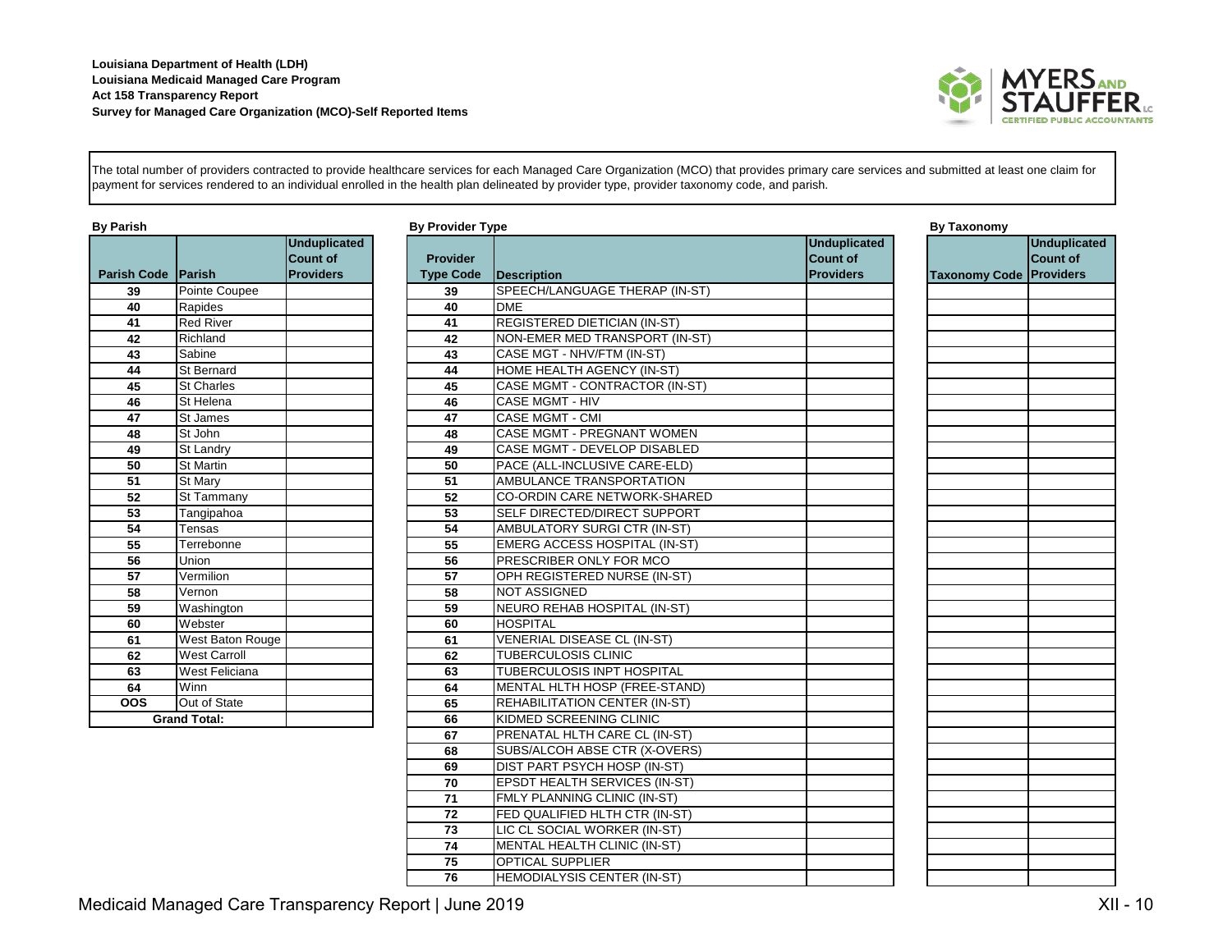**Louisiana Department of Health (LDH)**
**Louisiana Medicaid Managed Care Program**
**Act 158 Transparency Report**
**Survey for Managed Care Organization (MCO)-Self Reported Items**

The total number of providers contracted to provide healthcare services for each Managed Care Organization (MCO) that provides primary care services and submitted at least one claim for payment for services rendered to an individual enrolled in the health plan delineated by provider type, provider taxonomy code, and parish.

**By Parish**

| Parish Code | Parish | Unduplicated Count of Providers |
|---|---|---|
| 39 | Pointe Coupee | |
| 40 | Rapides | |
| 41 | Red River | |
| 42 | Richland | |
| 43 | Sabine | |
| 44 | St Bernard | |
| 45 | St Charles | |
| 46 | St Helena | |
| 47 | St James | |
| 48 | St John | |
| 49 | St Landry | |
| 50 | St Martin | |
| 51 | St Mary | |
| 52 | St Tammany | |
| 53 | Tangipahoa | |
| 54 | Tensas | |
| 55 | Terrebonne | |
| 56 | Union | |
| 57 | Vermilion | |
| 58 | Vernon | |
| 59 | Washington | |
| 60 | Webster | |
| 61 | West Baton Rouge | |
| 62 | West Carroll | |
| 63 | West Feliciana | |
| 64 | Winn | |
| OOS | Out of State | |
| Grand Total: | | |

**By Provider Type**

| Provider Type Code | Description | Unduplicated Count of Providers |
|---|---|---|
| 39 | SPEECH/LANGUAGE THERAP (IN-ST) | |
| 40 | DME | |
| 41 | REGISTERED DIETICIAN (IN-ST) | |
| 42 | NON-EMER MED TRANSPORT (IN-ST) | |
| 43 | CASE MGT - NHV/FTM (IN-ST) | |
| 44 | HOME HEALTH AGENCY (IN-ST) | |
| 45 | CASE MGMT - CONTRACTOR (IN-ST) | |
| 46 | CASE MGMT - HIV | |
| 47 | CASE MGMT - CMI | |
| 48 | CASE MGMT - PREGNANT WOMEN | |
| 49 | CASE MGMT - DEVELOP DISABLED | |
| 50 | PACE (ALL-INCLUSIVE CARE-ELD) | |
| 51 | AMBULANCE TRANSPORTATION | |
| 52 | CO-ORDIN CARE NETWORK-SHARED | |
| 53 | SELF DIRECTED/DIRECT SUPPORT | |
| 54 | AMBULATORY SURGI CTR (IN-ST) | |
| 55 | EMERG ACCESS HOSPITAL (IN-ST) | |
| 56 | PRESCRIBER ONLY FOR MCO | |
| 57 | OPH REGISTERED NURSE (IN-ST) | |
| 58 | NOT ASSIGNED | |
| 59 | NEURO REHAB HOSPITAL (IN-ST) | |
| 60 | HOSPITAL | |
| 61 | VENERIAL DISEASE CL (IN-ST) | |
| 62 | TUBERCULOSIS CLINIC | |
| 63 | TUBERCULOSIS INPT HOSPITAL | |
| 64 | MENTAL HLTH HOSP (FREE-STAND) | |
| 65 | REHABILITATION CENTER (IN-ST) | |
| 66 | KIDMED SCREENING CLINIC | |
| 67 | PRENATAL HLTH CARE CL (IN-ST) | |
| 68 | SUBS/ALCOH ABSE CTR (X-OVERS) | |
| 69 | DIST PART PSYCH HOSP (IN-ST) | |
| 70 | EPSDT HEALTH SERVICES (IN-ST) | |
| 71 | FMLY PLANNING CLINIC (IN-ST) | |
| 72 | FED QUALIFIED HLTH CTR (IN-ST) | |
| 73 | LIC CL SOCIAL WORKER (IN-ST) | |
| 74 | MENTAL HEALTH CLINIC (IN-ST) | |
| 75 | OPTICAL SUPPLIER | |
| 76 | HEMODIALYSIS CENTER (IN-ST) | |

**By Taxonomy**

| Taxonomy Code | Unduplicated Count of Providers |
|---|---|
| | |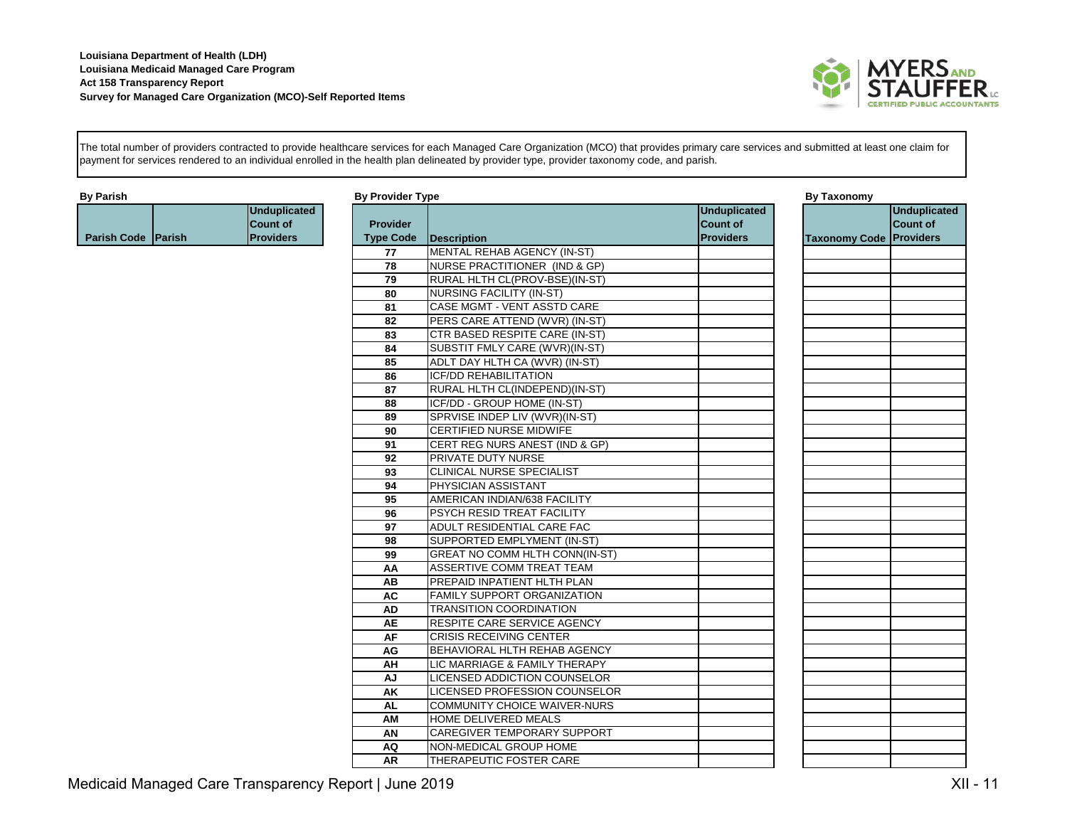**Louisiana Department of Health (LDH)**
**Louisiana Medicaid Managed Care Program**
**Act 158 Transparency Report**
**Survey for Managed Care Organization (MCO)-Self Reported Items**

The total number of providers contracted to provide healthcare services for each Managed Care Organization (MCO) that provides primary care services and submitted at least one claim for payment for services rendered to an individual enrolled in the health plan delineated by provider type, provider taxonomy code, and parish.

**By Parish**

| Parish Code | Parish | Unduplicated Count of Providers |
|---|---|---|

**By Provider Type**

| Provider Type Code | Description | Unduplicated Count of Providers |
|---|---|---|
| 77 | MENTAL REHAB AGENCY (IN-ST) | |
| 78 | NURSE PRACTITIONER (IND & GP) | |
| 79 | RURAL HLTH CL(PROV-BSE)(IN-ST) | |
| 80 | NURSING FACILITY (IN-ST) | |
| 81 | CASE MGMT - VENT ASSTD CARE | |
| 82 | PERS CARE ATTEND (WVR) (IN-ST) | |
| 83 | CTR BASED RESPITE CARE (IN-ST) | |
| 84 | SUBSTIT FMLY CARE (WVR)(IN-ST) | |
| 85 | ADLT DAY HLTH CA (WVR) (IN-ST) | |
| 86 | ICF/DD REHABILITATION | |
| 87 | RURAL HLTH CL(INDEPEND)(IN-ST) | |
| 88 | ICF/DD - GROUP HOME (IN-ST) | |
| 89 | SPRVISE INDEP LIV (WVR)(IN-ST) | |
| 90 | CERTIFIED NURSE MIDWIFE | |
| 91 | CERT REG NURS ANEST (IND & GP) | |
| 92 | PRIVATE DUTY NURSE | |
| 93 | CLINICAL NURSE SPECIALIST | |
| 94 | PHYSICIAN ASSISTANT | |
| 95 | AMERICAN INDIAN/638 FACILITY | |
| 96 | PSYCH RESID TREAT FACILITY | |
| 97 | ADULT RESIDENTIAL CARE FAC | |
| 98 | SUPPORTED EMPLYMENT (IN-ST) | |
| 99 | GREAT NO COMM HLTH CONN(IN-ST) | |
| AA | ASSERTIVE COMM TREAT TEAM | |
| AB | PREPAID INPATIENT HLTH PLAN | |
| AC | FAMILY SUPPORT ORGANIZATION | |
| AD | TRANSITION COORDINATION | |
| AE | RESPITE CARE SERVICE AGENCY | |
| AF | CRISIS RECEIVING CENTER | |
| AG | BEHAVIORAL HLTH REHAB AGENCY | |
| AH | LIC MARRIAGE & FAMILY THERAPY | |
| AJ | LICENSED ADDICTION COUNSELOR | |
| AK | LICENSED PROFESSION COUNSELOR | |
| AL | COMMUNITY CHOICE WAIVER-NURS | |
| AM | HOME DELIVERED MEALS | |
| AN | CAREGIVER TEMPORARY SUPPORT | |
| AQ | NON-MEDICAL GROUP HOME | |
| AR | THERAPEUTIC FOSTER CARE | |

**By Taxonomy**

| Taxonomy Code | Unduplicated Count of Providers |
|---|---|
| | |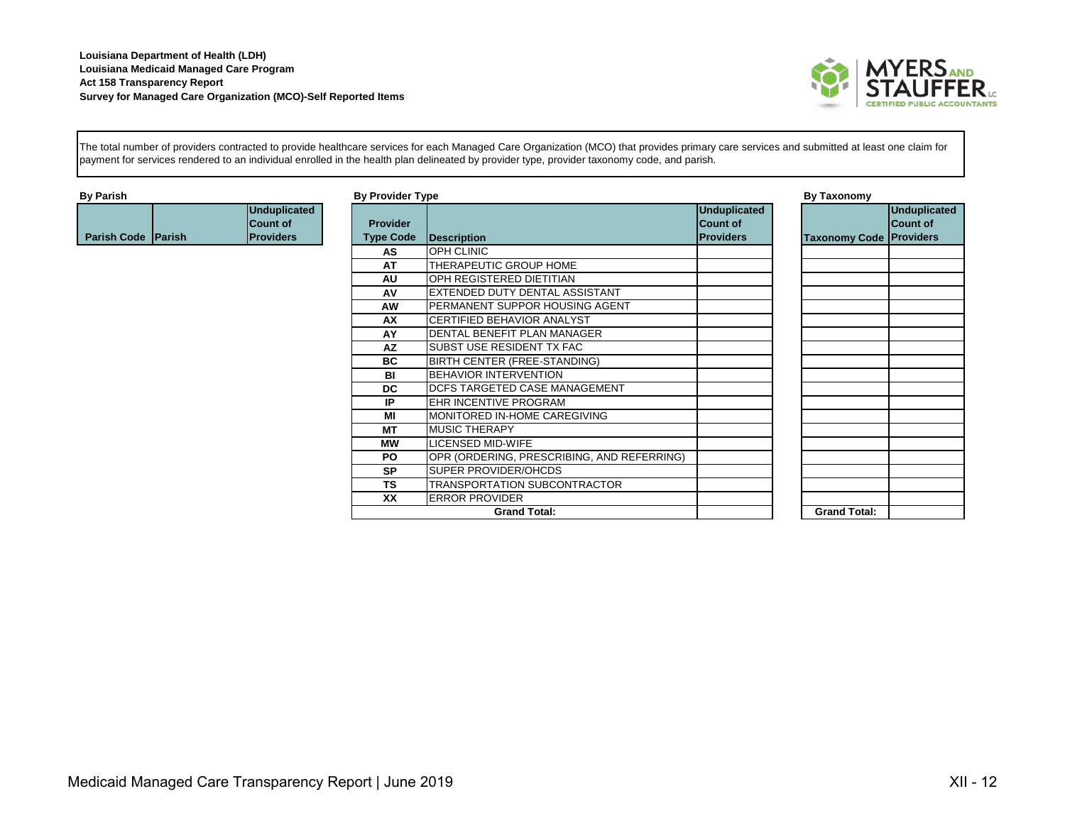**Louisiana Department of Health (LDH)**
**Louisiana Medicaid Managed Care Program**
**Act 158 Transparency Report**
**Survey for Managed Care Organization (MCO)-Self Reported Items**

The total number of providers contracted to provide healthcare services for each Managed Care Organization (MCO) that provides primary care services and submitted at least one claim for payment for services rendered to an individual enrolled in the health plan delineated by provider type, provider taxonomy code, and parish.

**By Parish**

| Parish Code | Parish | Unduplicated Count of Providers |
|---|---|---|

**By Provider Type**

| Provider Type Code | Description | Unduplicated Count of Providers |
|---|---|---|
| AS | OPH CLINIC | |
| AT | THERAPEUTIC GROUP HOME | |
| AU | OPH REGISTERED DIETITIAN | |
| AV | EXTENDED DUTY DENTAL ASSISTANT | |
| AW | PERMANENT SUPPOR HOUSING AGENT | |
| AX | CERTIFIED BEHAVIOR ANALYST | |
| AY | DENTAL BENEFIT PLAN MANAGER | |
| AZ | SUBST USE RESIDENT TX FAC | |
| BC | BIRTH CENTER (FREE-STANDING) | |
| BI | BEHAVIOR INTERVENTION | |
| DC | DCFS TARGETED CASE MANAGEMENT | |
| IP | EHR INCENTIVE PROGRAM | |
| MI | MONITORED IN-HOME CAREGIVING | |
| MT | MUSIC THERAPY | |
| MW | LICENSED MID-WIFE | |
| PO | OPR (ORDERING, PRESCRIBING, AND REFERRING) | |
| SP | SUPER PROVIDER/OHCDS | |
| TS | TRANSPORTATION SUBCONTRACTOR | |
| XX | ERROR PROVIDER | |
| **Grand Total:** | | |

**By Taxonomy**

| Taxonomy Code | Unduplicated Count of Providers |
|---|---|
| | |
| | |
| | |
| | |
| | |
| | |
| | |
| | |
| | |
| | |
| | |
| | |
| | |
| | |
| | |
| | |
| | |
| | |
| | |
| **Grand Total:** | |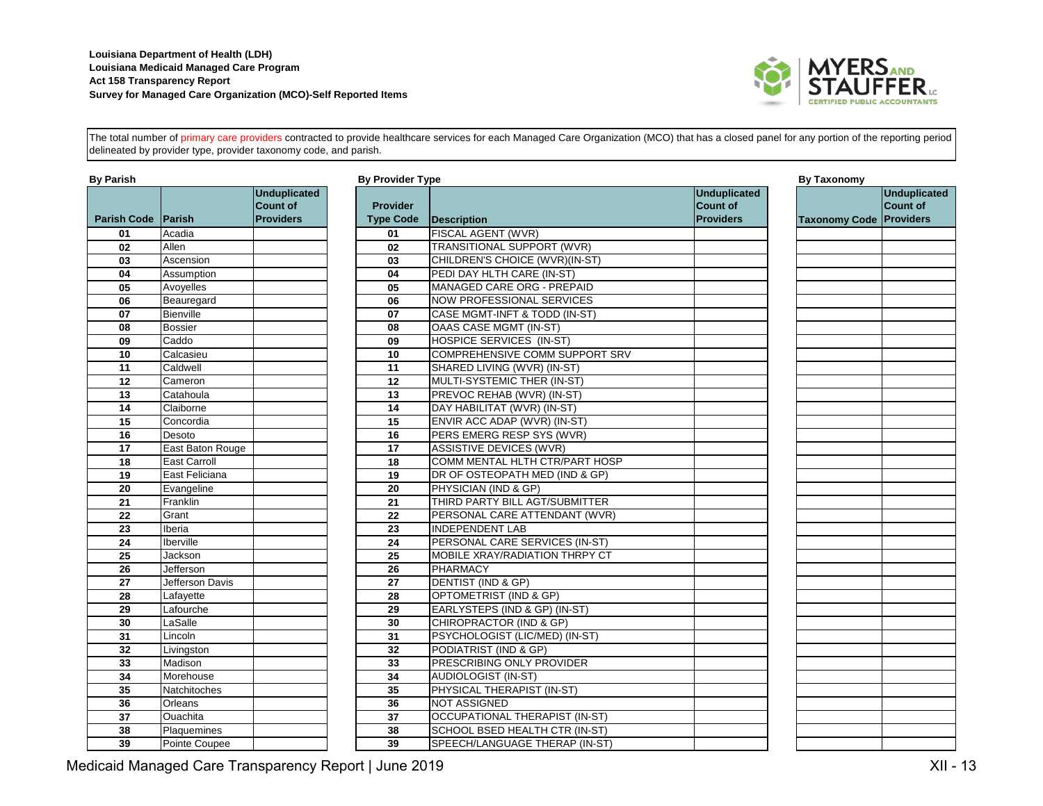**Louisiana Department of Health (LDH)**
**Louisiana Medicaid Managed Care Program**
**Act 158 Transparency Report**
**Survey for Managed Care Organization (MCO)-Self Reported Items**

The total number of primary care providers contracted to provide healthcare services for each Managed Care Organization (MCO) that has a closed panel for any portion of the reporting period delineated by provider type, provider taxonomy code, and parish.

**By Parish**

| Parish Code | Parish | Unduplicated Count of Providers |
|---|---|---|
| 01 | Acadia | |
| 02 | Allen | |
| 03 | Ascension | |
| 04 | Assumption | |
| 05 | Avoyelles | |
| 06 | Beauregard | |
| 07 | Bienville | |
| 08 | Bossier | |
| 09 | Caddo | |
| 10 | Calcasieu | |
| 11 | Caldwell | |
| 12 | Cameron | |
| 13 | Catahoula | |
| 14 | Claiborne | |
| 15 | Concordia | |
| 16 | Desoto | |
| 17 | East Baton Rouge | |
| 18 | East Carroll | |
| 19 | East Feliciana | |
| 20 | Evangeline | |
| 21 | Franklin | |
| 22 | Grant | |
| 23 | Iberia | |
| 24 | Iberville | |
| 25 | Jackson | |
| 26 | Jefferson | |
| 27 | Jefferson Davis | |
| 28 | Lafayette | |
| 29 | Lafourche | |
| 30 | LaSalle | |
| 31 | Lincoln | |
| 32 | Livingston | |
| 33 | Madison | |
| 34 | Morehouse | |
| 35 | Natchitoches | |
| 36 | Orleans | |
| 37 | Ouachita | |
| 38 | Plaquemines | |
| 39 | Pointe Coupee | |

**By Provider Type**

| Provider Type Code | Description | Unduplicated Count of Providers |
|---|---|---|
| 01 | FISCAL AGENT (WVR) | |
| 02 | TRANSITIONAL SUPPORT (WVR) | |
| 03 | CHILDREN'S CHOICE (WVR)(IN-ST) | |
| 04 | PEDI DAY HLTH CARE (IN-ST) | |
| 05 | MANAGED CARE ORG - PREPAID | |
| 06 | NOW PROFESSIONAL SERVICES | |
| 07 | CASE MGMT-INFT & TODD (IN-ST) | |
| 08 | OAAS CASE MGMT (IN-ST) | |
| 09 | HOSPICE SERVICES (IN-ST) | |
| 10 | COMPREHENSIVE COMM SUPPORT SRV | |
| 11 | SHARED LIVING (WVR) (IN-ST) | |
| 12 | MULTI-SYSTEMIC THER (IN-ST) | |
| 13 | PREVOC REHAB (WVR) (IN-ST) | |
| 14 | DAY HABILITAT (WVR) (IN-ST) | |
| 15 | ENVIR ACC ADAP (WVR) (IN-ST) | |
| 16 | PERS EMERG RESP SYS (WVR) | |
| 17 | ASSISTIVE DEVICES (WVR) | |
| 18 | COMM MENTAL HLTH CTR/PART HOSP | |
| 19 | DR OF OSTEOPATH MED (IND & GP) | |
| 20 | PHYSICIAN (IND & GP) | |
| 21 | THIRD PARTY BILL AGT/SUBMITTER | |
| 22 | PERSONAL CARE ATTENDANT (WVR) | |
| 23 | INDEPENDENT LAB | |
| 24 | PERSONAL CARE SERVICES (IN-ST) | |
| 25 | MOBILE XRAY/RADIATION THRPY CT | |
| 26 | PHARMACY | |
| 27 | DENTIST (IND & GP) | |
| 28 | OPTOMETRIST (IND & GP) | |
| 29 | EARLYSTEPS (IND & GP) (IN-ST) | |
| 30 | CHIROPRACTOR (IND & GP) | |
| 31 | PSYCHOLOGIST (LIC/MED) (IN-ST) | |
| 32 | PODIATRIST (IND & GP) | |
| 33 | PRESCRIBING ONLY PROVIDER | |
| 34 | AUDIOLOGIST (IN-ST) | |
| 35 | PHYSICAL THERAPIST (IN-ST) | |
| 36 | NOT ASSIGNED | |
| 37 | OCCUPATIONAL THERAPIST (IN-ST) | |
| 38 | SCHOOL BSED HEALTH CTR (IN-ST) | |
| 39 | SPEECH/LANGUAGE THERAP (IN-ST) | |

**By Taxonomy**

| Taxonomy Code | Unduplicated Count of Providers |
|---|---|
| | |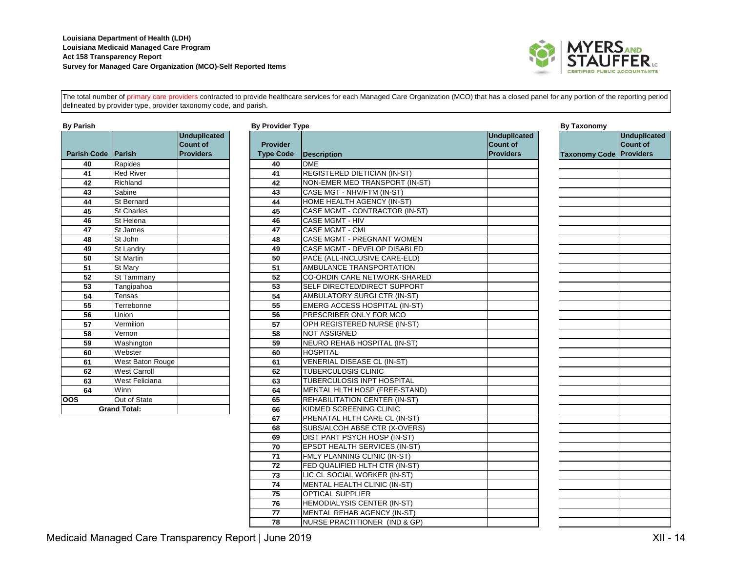**Louisiana Department of Health (LDH)**
**Louisiana Medicaid Managed Care Program**
**Act 158 Transparency Report**
**Survey for Managed Care Organization (MCO)-Self Reported Items**

The total number of primary care providers contracted to provide healthcare services for each Managed Care Organization (MCO) that has a closed panel for any portion of the reporting period delineated by provider type, provider taxonomy code, and parish.

**By Parish**

| Parish Code | Parish | Unduplicated Count of Providers |
|---|---|---|
| 40 | Rapides | |
| 41 | Red River | |
| 42 | Richland | |
| 43 | Sabine | |
| 44 | St Bernard | |
| 45 | St Charles | |
| 46 | St Helena | |
| 47 | St James | |
| 48 | St John | |
| 49 | St Landry | |
| 50 | St Martin | |
| 51 | St Mary | |
| 52 | St Tammany | |
| 53 | Tangipahoa | |
| 54 | Tensas | |
| 55 | Terrebonne | |
| 56 | Union | |
| 57 | Vermilion | |
| 58 | Vernon | |
| 59 | Washington | |
| 60 | Webster | |
| 61 | West Baton Rouge | |
| 62 | West Carroll | |
| 63 | West Feliciana | |
| 64 | Winn | |
| OOS | Out of State | |
| **Grand Total:** | | |

**By Provider Type**

| Provider Type Code | Description | Unduplicated Count of Providers |
|---|---|---|
| 40 | DME | |
| 41 | REGISTERED DIETICIAN (IN-ST) | |
| 42 | NON-EMER MED TRANSPORT (IN-ST) | |
| 43 | CASE MGT - NHV/FTM (IN-ST) | |
| 44 | HOME HEALTH AGENCY (IN-ST) | |
| 45 | CASE MGMT - CONTRACTOR (IN-ST) | |
| 46 | CASE MGMT - HIV | |
| 47 | CASE MGMT - CMI | |
| 48 | CASE MGMT - PREGNANT WOMEN | |
| 49 | CASE MGMT - DEVELOP DISABLED | |
| 50 | PACE (ALL-INCLUSIVE CARE-ELD) | |
| 51 | AMBULANCE TRANSPORTATION | |
| 52 | CO-ORDIN CARE NETWORK-SHARED | |
| 53 | SELF DIRECTED/DIRECT SUPPORT | |
| 54 | AMBULATORY SURGI CTR (IN-ST) | |
| 55 | EMERG ACCESS HOSPITAL (IN-ST) | |
| 56 | PRESCRIBER ONLY FOR MCO | |
| 57 | OPH REGISTERED NURSE (IN-ST) | |
| 58 | NOT ASSIGNED | |
| 59 | NEURO REHAB HOSPITAL (IN-ST) | |
| 60 | HOSPITAL | |
| 61 | VENERIAL DISEASE CL (IN-ST) | |
| 62 | TUBERCULOSIS CLINIC | |
| 63 | TUBERCULOSIS INPT HOSPITAL | |
| 64 | MENTAL HLTH HOSP (FREE-STAND) | |
| 65 | REHABILITATION CENTER (IN-ST) | |
| 66 | KIDMED SCREENING CLINIC | |
| 67 | PRENATAL HLTH CARE CL (IN-ST) | |
| 68 | SUBS/ALCOH ABSE CTR (X-OVERS) | |
| 69 | DIST PART PSYCH HOSP (IN-ST) | |
| 70 | EPSDT HEALTH SERVICES (IN-ST) | |
| 71 | FMLY PLANNING CLINIC (IN-ST) | |
| 72 | FED QUALIFIED HLTH CTR (IN-ST) | |
| 73 | LIC CL SOCIAL WORKER (IN-ST) | |
| 74 | MENTAL HEALTH CLINIC (IN-ST) | |
| 75 | OPTICAL SUPPLIER | |
| 76 | HEMODIALYSIS CENTER (IN-ST) | |
| 77 | MENTAL REHAB AGENCY (IN-ST) | |
| 78 | NURSE PRACTITIONER (IND & GP) | |

**By Taxonomy**

| Taxonomy Code | Unduplicated Count of Providers |
|---|---|
| | |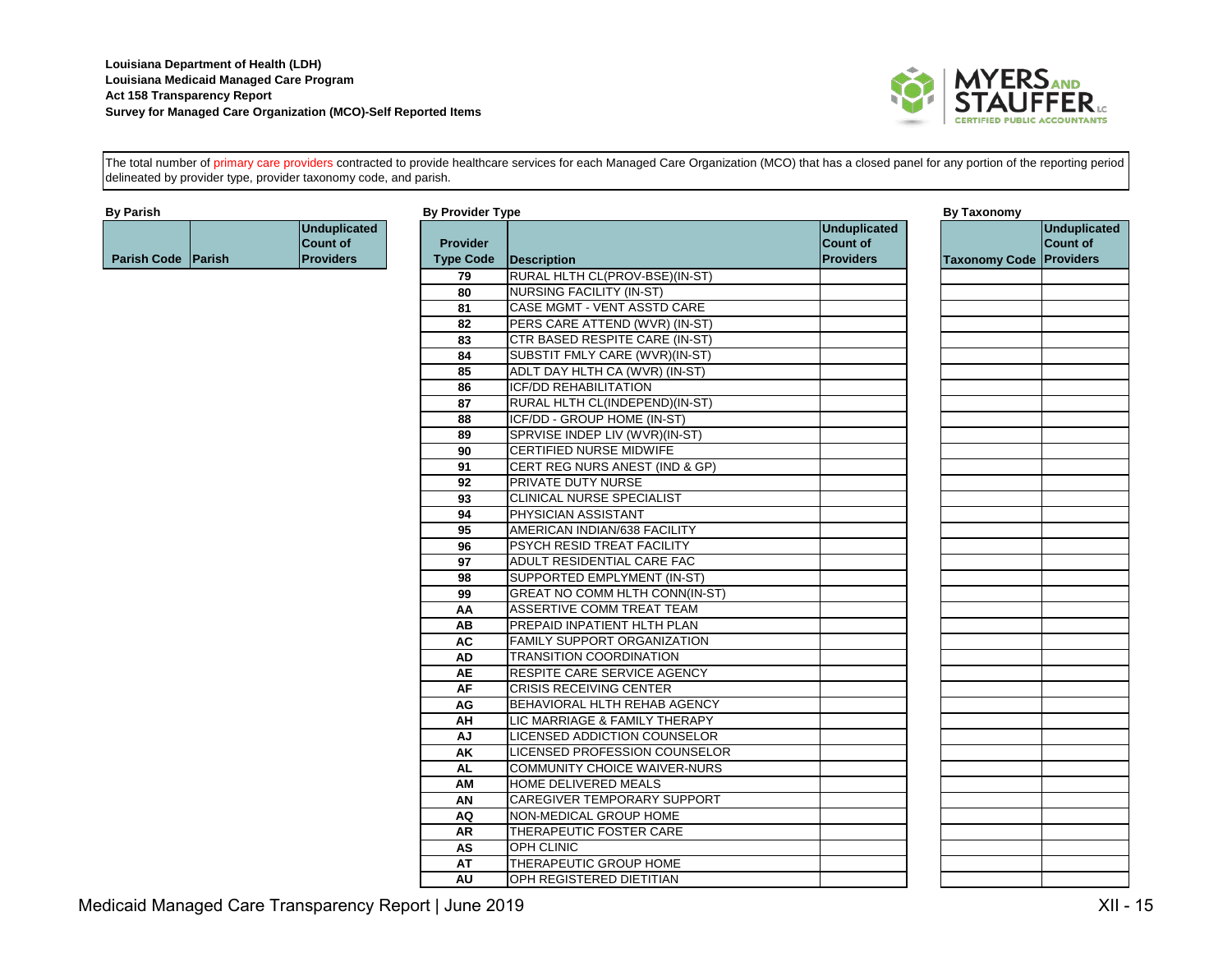**Louisiana Department of Health (LDH)**
**Louisiana Medicaid Managed Care Program**
**Act 158 Transparency Report**
**Survey for Managed Care Organization (MCO)-Self Reported Items**

The total number of primary care providers contracted to provide healthcare services for each Managed Care Organization (MCO) that has a closed panel for any portion of the reporting period delineated by provider type, provider taxonomy code, and parish.

**By Parish**

| Parish Code | Parish | Unduplicated Count of Providers |
|---|---|---|

**By Provider Type**

| Provider Type Code | Description | Unduplicated Count of Providers |
|---|---|---|
| 79 | RURAL HLTH CL(PROV-BSE)(IN-ST) | |
| 80 | NURSING FACILITY (IN-ST) | |
| 81 | CASE MGMT - VENT ASSTD CARE | |
| 82 | PERS CARE ATTEND (WVR) (IN-ST) | |
| 83 | CTR BASED RESPITE CARE (IN-ST) | |
| 84 | SUBSTIT FMLY CARE (WVR)(IN-ST) | |
| 85 | ADLT DAY HLTH CA (WVR) (IN-ST) | |
| 86 | ICF/DD REHABILITATION | |
| 87 | RURAL HLTH CL(INDEPEND)(IN-ST) | |
| 88 | ICF/DD - GROUP HOME (IN-ST) | |
| 89 | SPRVISE INDEP LIV (WVR)(IN-ST) | |
| 90 | CERTIFIED NURSE MIDWIFE | |
| 91 | CERT REG NURS ANEST (IND & GP) | |
| 92 | PRIVATE DUTY NURSE | |
| 93 | CLINICAL NURSE SPECIALIST | |
| 94 | PHYSICIAN ASSISTANT | |
| 95 | AMERICAN INDIAN/638 FACILITY | |
| 96 | PSYCH RESID TREAT FACILITY | |
| 97 | ADULT RESIDENTIAL CARE FAC | |
| 98 | SUPPORTED EMPLYMENT (IN-ST) | |
| 99 | GREAT NO COMM HLTH CONN(IN-ST) | |
| AA | ASSERTIVE COMM TREAT TEAM | |
| AB | PREPAID INPATIENT HLTH PLAN | |
| AC | FAMILY SUPPORT ORGANIZATION | |
| AD | TRANSITION COORDINATION | |
| AE | RESPITE CARE SERVICE AGENCY | |
| AF | CRISIS RECEIVING CENTER | |
| AG | BEHAVIORAL HLTH REHAB AGENCY | |
| AH | LIC MARRIAGE & FAMILY THERAPY | |
| AJ | LICENSED ADDICTION COUNSELOR | |
| AK | LICENSED PROFESSION COUNSELOR | |
| AL | COMMUNITY CHOICE WAIVER-NURS | |
| AM | HOME DELIVERED MEALS | |
| AN | CAREGIVER TEMPORARY SUPPORT | |
| AQ | NON-MEDICAL GROUP HOME | |
| AR | THERAPEUTIC FOSTER CARE | |
| AS | OPH CLINIC | |
| AT | THERAPEUTIC GROUP HOME | |
| AU | OPH REGISTERED DIETITIAN | |

**By Taxonomy**

| Taxonomy Code | Unduplicated Count of Providers |
|---|---|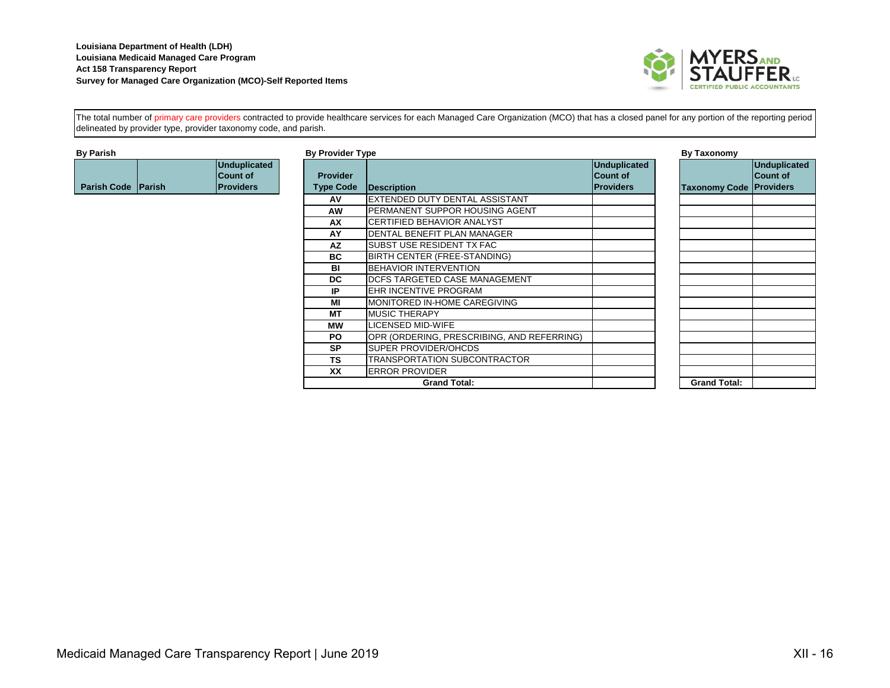**Louisiana Department of Health (LDH)**
**Louisiana Medicaid Managed Care Program**
**Act 158 Transparency Report**
**Survey for Managed Care Organization (MCO)-Self Reported Items**

The total number of primary care providers contracted to provide healthcare services for each Managed Care Organization (MCO) that has a closed panel for any portion of the reporting period delineated by provider type, provider taxonomy code, and parish.

**By Parish**

| Parish Code | Parish | Unduplicated Count of Providers |
|---|---|---|

**By Provider Type**

| Provider Type Code | Description | Unduplicated Count of Providers |
|---|---|---|
| AV | EXTENDED DUTY DENTAL ASSISTANT | |
| AW | PERMANENT SUPPOR HOUSING AGENT | |
| AX | CERTIFIED BEHAVIOR ANALYST | |
| AY | DENTAL BENEFIT PLAN MANAGER | |
| AZ | SUBST USE RESIDENT TX FAC | |
| BC | BIRTH CENTER (FREE-STANDING) | |
| BI | BEHAVIOR INTERVENTION | |
| DC | DCFS TARGETED CASE MANAGEMENT | |
| IP | EHR INCENTIVE PROGRAM | |
| MI | MONITORED IN-HOME CAREGIVING | |
| MT | MUSIC THERAPY | |
| MW | LICENSED MID-WIFE | |
| PO | OPR (ORDERING, PRESCRIBING, AND REFERRING) | |
| SP | SUPER PROVIDER/OHCDS | |
| TS | TRANSPORTATION SUBCONTRACTOR | |
| XX | ERROR PROVIDER | |
| **Grand Total:** | | |

**By Taxonomy**

| Taxonomy Code | Unduplicated Count of Providers |
|---|---|
| | |
| | |
| | |
| | |
| | |
| | |
| | |
| | |
| | |
| | |
| | |
| | |
| | |
| | |
| | |
| | |
| **Grand Total:** | |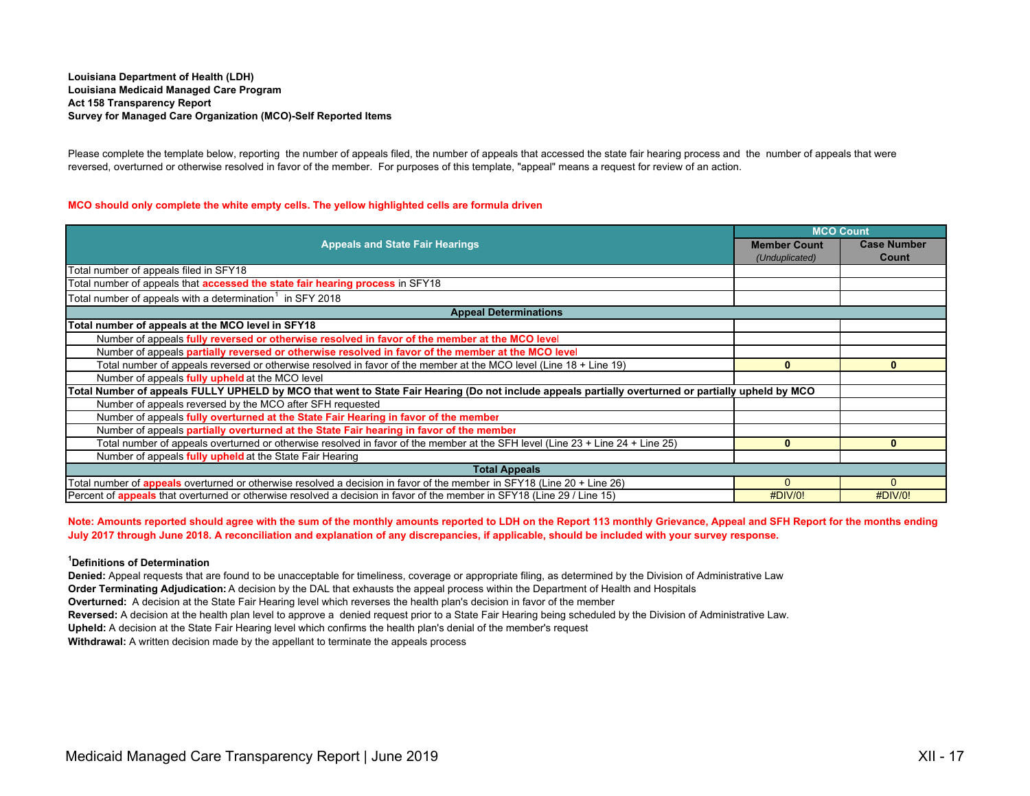**Louisiana Department of Health (LDH)**
**Louisiana Medicaid Managed Care Program**
**Act 158 Transparency Report**
**Survey for Managed Care Organization (MCO)-Self Reported Items**

Please complete the template below, reporting the number of appeals filed, the number of appeals that accessed the state fair hearing process and the number of appeals that were reversed, overturned or otherwise resolved in favor of the member. For purposes of this template, "appeal" means a request for review of an action.

**MCO should only complete the white empty cells. The yellow highlighted cells are formula driven**

| Appeals and State Fair Hearings | MCO Count | |
|---|---|---|
| | **Member Count** *(Unduplicated)* | **Case Number Count** |
| Total number of appeals filed in SFY18 | | |
| Total number of appeals that **accessed the state fair hearing process** in SFY18 | | |
| Total number of appeals with a determination[1] in SFY 2018 | | |
| **Appeal Determinations** | | |
| **Total number of appeals at the MCO level in SFY18** | | |
| Number of appeals **fully reversed or otherwise resolved in favor of the member at the MCO level** | | |
| Number of appeals **partially reversed or otherwise resolved in favor of the member at the MCO level** | | |
| Total number of appeals reversed or otherwise resolved in favor of the member at the MCO level (Line 18 + Line 19) | **0** | **0** |
| Number of appeals **fully upheld** at the MCO level | | |
| **Total Number of appeals FULLY UPHELD by MCO that went to State Fair Hearing (Do not include appeals partially overturned or partially upheld by MCO** | | |
| Number of appeals reversed by the MCO after SFH requested | | |
| Number of appeals **fully overturned at the State Fair Hearing in favor of the member** | | |
| Number of appeals **partially overturned at the State Fair hearing in favor of the member** | | |
| Total number of appeals overturned or otherwise resolved in favor of the member at the SFH level (Line 23 + Line 24 + Line 25) | **0** | **0** |
| Number of appeals **fully upheld** at the State Fair Hearing | | |
| **Total Appeals** | | |
| Total number of **appeals** overturned or otherwise resolved a decision in favor of the member in SFY18 (Line 20 + Line 26) | 0 | 0 |
| Percent of **appeals** that overturned or otherwise resolved a decision in favor of the member in SFY18 (Line 29 / Line 15) | #DIV/0! | #DIV/0! |

**Note: Amounts reported should agree with the sum of the monthly amounts reported to LDH on the Report 113 monthly Grievance, Appeal and SFH Report for the months ending July 2017 through June 2018. A reconciliation and explanation of any discrepancies, if applicable, should be included with your survey response.**

**[1]Definitions of Determination**

**Denied:** Appeal requests that are found to be unacceptable for timeliness, coverage or appropriate filing, as determined by the Division of Administrative Law

**Order Terminating Adjudication:** A decision by the DAL that exhausts the appeal process within the Department of Health and Hospitals

**Overturned:** A decision at the State Fair Hearing level which reverses the health plan's decision in favor of the member

**Reversed:** A decision at the health plan level to approve a denied request prior to a State Fair Hearing being scheduled by the Division of Administrative Law.

**Upheld:** A decision at the State Fair Hearing level which confirms the health plan's denial of the member's request

**Withdrawal:** A written decision made by the appellant to terminate the appeals process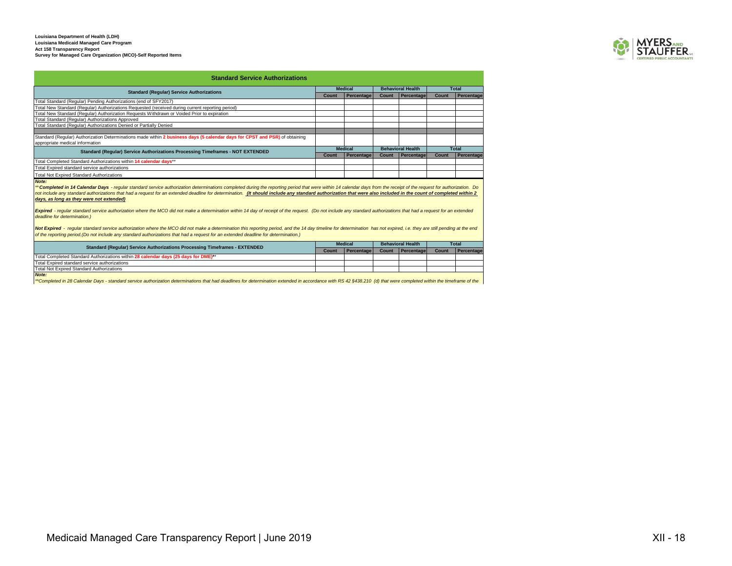**Louisiana Department of Health (LDH)**
**Louisiana Medicaid Managed Care Program**
**Act 158 Transparency Report**
**Survey for Managed Care Organization (MCO)-Self Reported Items**

## Standard Service Authorizations

| Standard (Regular) Service Authorizations | Medical | | Behavioral Health | | Total | |
|---|---|---|---|---|---|---|
| | Count | Percentage | Count | Percentage | Count | Percentage |
| Total Standard (Regular) Pending Authorizations (end of SFY2017) | | | | | | |
| Total New Standard (Regular) Authorizations Requested (received during current reporting period) | | | | | | |
| Total New Standard (Regular) Authorization Requests Withdrawn or Voided Prior to expiration | | | | | | |
| Total Standard (Regular) Authorizations Approved | | | | | | |
| Total Standard (Regular) Authorizations Denied or Partially Denied | | | | | | |
| | | | | | | |
| Standard (Regular) Authorization Determinations made within **2 business days (5 calendar days for CPST and PSR)** of obtaining appropriate medical information | | | | | | |

| Standard (Regular) Service Authorizations Processing Timeframes - NOT EXTENDED | Medical | | Behavioral Health | | Total | |
|---|---|---|---|---|---|---|
| | Count | Percentage | Count | Percentage | Count | Percentage |
| Total Completed Standard Authorizations within **14 calendar days**** | | | | | | |
| Total Expired standard service authorizations | | | | | | |
| Total Not Expired Standard Authorizations | | | | | | |

***Note:***

*** **Completed in 14 Calendar Days** - regular standard service authorization determinations completed during the reporting period that were within 14 calendar days from the receipt of the request for authorization. Do not include any standard authorizations that had a request for an extended deadline for determination. **(It should include any standard authorization that were also included in the count of completed within 2 days, as long as they were not extended)***

***Expired** - regular standard service authorization where the MCO did not make a determination within 14 day of receipt of the request. (Do not include any standard authorizations that had a request for an extended deadline for determination.)*

***Not Expired** - regular standard service authorization where the MCO did not make a determination this reporting period, and the 14 day timeline for determination has not expired, i.e. they are still pending at the end of the reporting period.(Do not include any standard authorizations that had a request for an extended deadline for determination.)*

| Standard (Regular) Service Authorizations Processing Timeframes - EXTENDED | Medical | | Behavioral Health | | Total | |
|---|---|---|---|---|---|---|
| | Count | Percentage | Count | Percentage | Count | Percentage |
| Total Completed Standard Authorizations within **28 calendar days (25 days for DME)**** | | | | | | |
| Total Expired standard service authorizations | | | | | | |
| Total Not Expired Standard Authorizations | | | | | | |

***Note:***

***Completed in 28 Calendar Days - standard service authorization determinations that had deadlines for determination extended in accordance with RS 42 §438.210 (d) that were completed within the timeframe of the*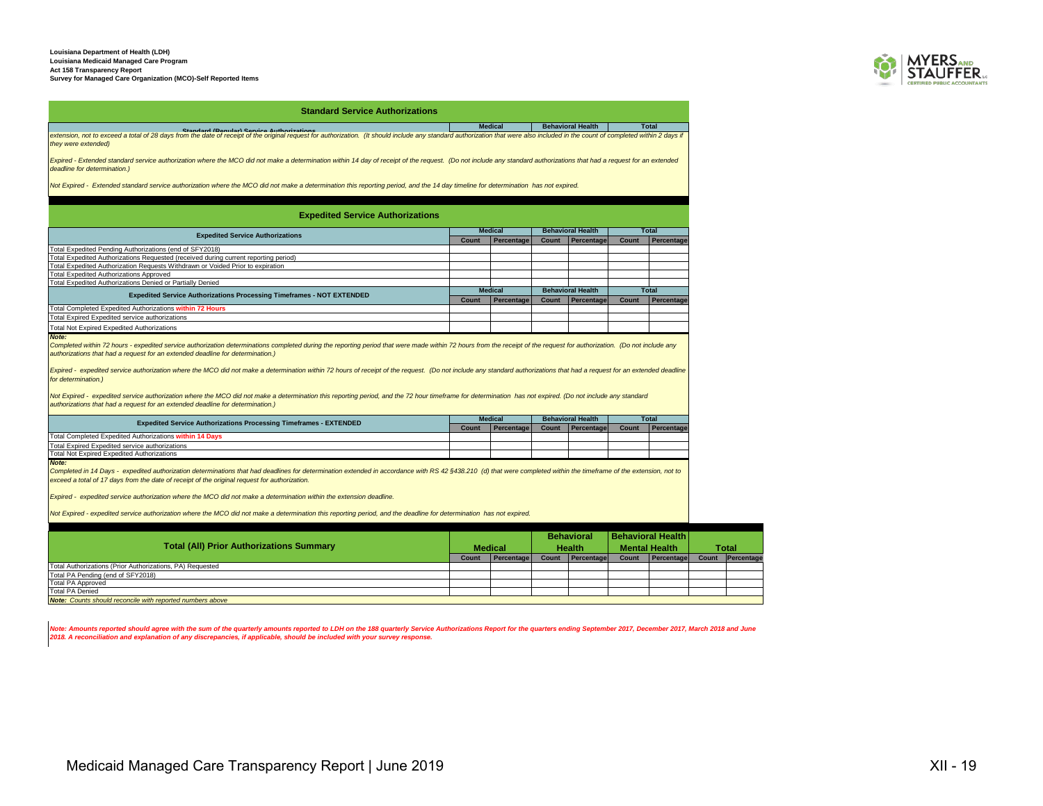Louisiana Department of Health (LDH)
Louisiana Medicaid Managed Care Program
Act 158 Transparency Report
Survey for Managed Care Organization (MCO)-Self Reported Items

## Standard Service Authorizations

| Standard (Regular) Service Authorizations | Medical | Behavioral Health | Total |
|---|---|---|---|

*extension, not to exceed a total of 28 days from the date of receipt of the original request for authorization. (It should include any standard authorization that were also included in the count of completed within 2 days if they were extended)*

*Expired - Extended standard service authorization where the MCO did not make a determination within 14 day of receipt of the request. (Do not include any standard authorizations that had a request for an extended deadline for determination.)*

*Not Expired - Extended standard service authorization where the MCO did not make a determination this reporting period, and the 14 day timeline for determination has not expired.*

## Expedited Service Authorizations

| Expedited Service Authorizations | Medical | | Behavioral Health | | Total | |
|---|---|---|---|---|---|---|
| | Count | Percentage | Count | Percentage | Count | Percentage |
| Total Expedited Pending Authorizations (end of SFY2018) | | | | | | |
| Total Expedited Authorizations Requested (received during current reporting period) | | | | | | |
| Total Expedited Authorization Requests Withdrawn or Voided Prior to expiration | | | | | | |
| Total Expedited Authorizations Approved | | | | | | |
| Total Expedited Authorizations Denied or Partially Denied | | | | | | |

| Expedited Service Authorizations Processing Timeframes - NOT EXTENDED | Medical | | Behavioral Health | | Total | |
|---|---|---|---|---|---|---|
| | Count | Percentage | Count | Percentage | Count | Percentage |
| Total Completed Expedited Authorizations **within 72 Hours** | | | | | | |
| Total Expired Expedited service authorizations | | | | | | |
| Total Not Expired Expedited Authorizations | | | | | | |

***Note:***

*Completed within 72 hours - expedited service authorization determinations completed during the reporting period that were made within 72 hours from the receipt of the request for authorization. (Do not include any authorizations that had a request for an extended deadline for determination.)*

*Expired - expedited service authorization where the MCO did not make a determination within 72 hours of receipt of the request. (Do not include any standard authorizations that had a request for an extended deadline for determination.)*

*Not Expired - expedited service authorization where the MCO did not make a determination this reporting period, and the 72 hour timeframe for determination has not expired. (Do not include any standard authorizations that had a request for an extended deadline for determination.)*

| Expedited Service Authorizations Processing Timeframes - EXTENDED | Medical | | Behavioral Health | | Total | |
|---|---|---|---|---|---|---|
| | Count | Percentage | Count | Percentage | Count | Percentage |
| Total Completed Expedited Authorizations **within 14 Days** | | | | | | |
| Total Expired Expedited service authorizations | | | | | | |
| Total Not Expired Expedited Authorizations | | | | | | |

***Note:***

*Completed in 14 Days - expedited service authorization determinations that had deadlines for determination extended in accordance with RS 42 §438.210 (d) that were completed within the timeframe of the extension, not to exceed a total of 17 days from the date of receipt of the original request for authorization.*

*Expired - expedited service authorization where the MCO did not make a determination within the extension deadline.*

*Not Expired - expedited service authorization where the MCO did not make a determination this reporting period, and the deadline for determination has not expired.*

| Total (All) Prior Authorizations Summary | Medical | | Behavioral Health | | Behavioral Health Mental Health | | Total | |
|---|---|---|---|---|---|---|---|---|
| | Count | Percentage | Count | Percentage | Count | Percentage | Count | Percentage |
| Total Authorizations (Prior Authorizations, PA) Requested | | | | | | | | |
| Total PA Pending (end of SFY2018) | | | | | | | | |
| Total PA Approved | | | | | | | | |
| Total PA Denied | | | | | | | | |
| ***Note:** Counts should reconcile with reported numbers above* | | | | | | | | |

***Note: Amounts reported should agree with the sum of the quarterly amounts reported to LDH on the 188 quarterly Service Authorizations Report for the quarters ending September 2017, December 2017, March 2018 and June 2018. A reconciliation and explanation of any discrepancies, if applicable, should be included with your survey response.***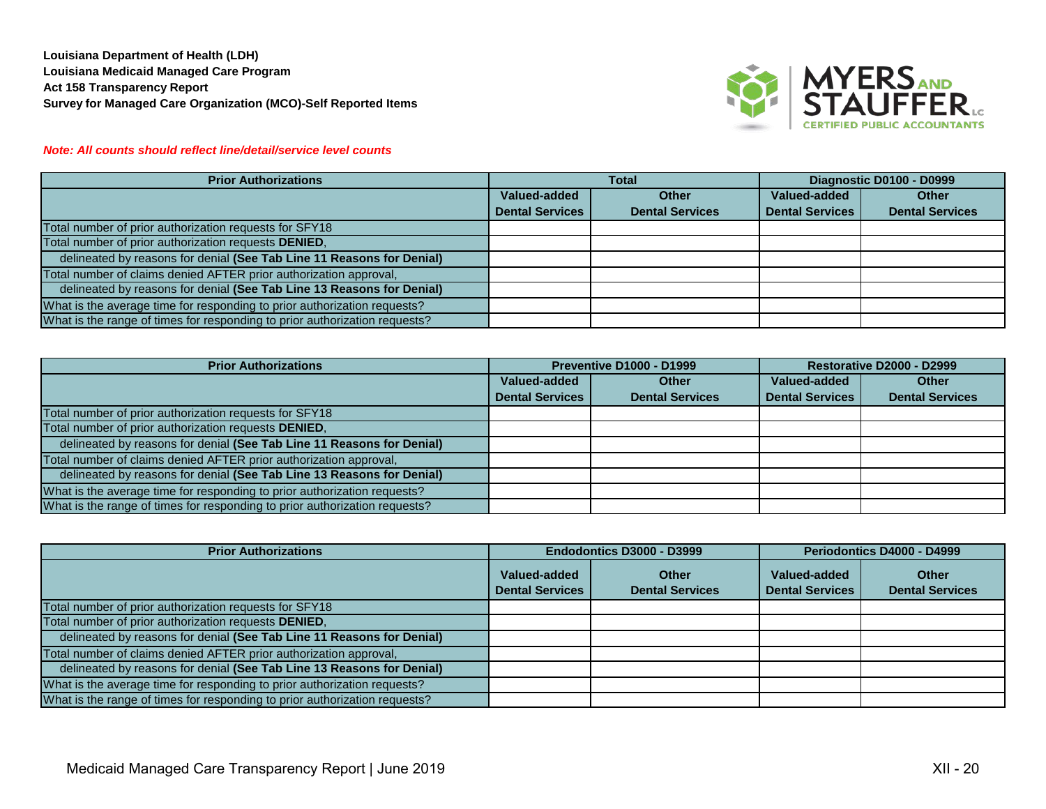**Louisiana Department of Health (LDH)**
**Louisiana Medicaid Managed Care Program**
**Act 158 Transparency Report**
**Survey for Managed Care Organization (MCO)-Self Reported Items**

***Note: All counts should reflect line/detail/service level counts***

| Prior Authorizations | Total | | Diagnostic D0100 - D0999 | |
|---|---|---|---|---|
| | Valued-added Dental Services | Other Dental Services | Valued-added Dental Services | Other Dental Services |
| Total number of prior authorization requests for SFY18 | | | | |
| Total number of prior authorization requests **DENIED**, | | | | |
| delineated by reasons for denial **(See Tab Line 11 Reasons for Denial)** | | | | |
| Total number of claims denied AFTER prior authorization approval, | | | | |
| delineated by reasons for denial **(See Tab Line 13 Reasons for Denial)** | | | | |
| What is the average time for responding to prior authorization requests? | | | | |
| What is the range of times for responding to prior authorization requests? | | | | |

| Prior Authorizations | Preventive D1000 - D1999 | | Restorative D2000 - D2999 | |
|---|---|---|---|---|
| | Valued-added Dental Services | Other Dental Services | Valued-added Dental Services | Other Dental Services |
| Total number of prior authorization requests for SFY18 | | | | |
| Total number of prior authorization requests **DENIED**, | | | | |
| delineated by reasons for denial **(See Tab Line 11 Reasons for Denial)** | | | | |
| Total number of claims denied AFTER prior authorization approval, | | | | |
| delineated by reasons for denial **(See Tab Line 13 Reasons for Denial)** | | | | |
| What is the average time for responding to prior authorization requests? | | | | |
| What is the range of times for responding to prior authorization requests? | | | | |

| Prior Authorizations | Endodontics D3000 - D3999 | | Periodontics D4000 - D4999 | |
|---|---|---|---|---|
| | Valued-added Dental Services | Other Dental Services | Valued-added Dental Services | Other Dental Services |
| Total number of prior authorization requests for SFY18 | | | | |
| Total number of prior authorization requests **DENIED**, | | | | |
| delineated by reasons for denial **(See Tab Line 11 Reasons for Denial)** | | | | |
| Total number of claims denied AFTER prior authorization approval, | | | | |
| delineated by reasons for denial **(See Tab Line 13 Reasons for Denial)** | | | | |
| What is the average time for responding to prior authorization requests? | | | | |
| What is the range of times for responding to prior authorization requests? | | | | |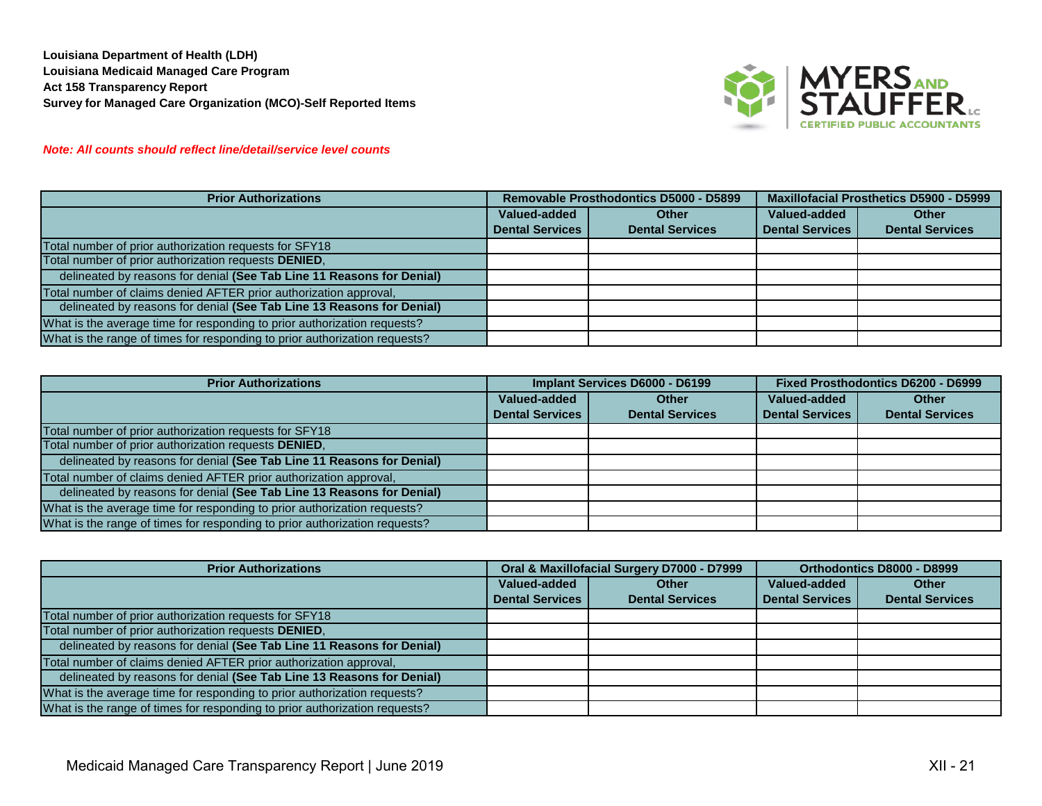**Louisiana Department of Health (LDH)**
**Louisiana Medicaid Managed Care Program**
**Act 158 Transparency Report**
**Survey for Managed Care Organization (MCO)-Self Reported Items**

***Note: All counts should reflect line/detail/service level counts***

| Prior Authorizations | Removable Prosthodontics D5000 - D5899 | | Maxillofacial Prosthetics D5900 - D5999 | |
|---|---|---|---|---|
| | Valued-added Dental Services | Other Dental Services | Valued-added Dental Services | Other Dental Services |
| Total number of prior authorization requests for SFY18 | | | | |
| Total number of prior authorization requests **DENIED**, | | | | |
| delineated by reasons for denial **(See Tab Line 11 Reasons for Denial)** | | | | |
| Total number of claims denied AFTER prior authorization approval, | | | | |
| delineated by reasons for denial **(See Tab Line 13 Reasons for Denial)** | | | | |
| What is the average time for responding to prior authorization requests? | | | | |
| What is the range of times for responding to prior authorization requests? | | | | |

| Prior Authorizations | Implant Services D6000 - D6199 | | Fixed Prosthodontics D6200 - D6999 | |
|---|---|---|---|---|
| | Valued-added Dental Services | Other Dental Services | Valued-added Dental Services | Other Dental Services |
| Total number of prior authorization requests for SFY18 | | | | |
| Total number of prior authorization requests **DENIED**, | | | | |
| delineated by reasons for denial **(See Tab Line 11 Reasons for Denial)** | | | | |
| Total number of claims denied AFTER prior authorization approval, | | | | |
| delineated by reasons for denial **(See Tab Line 13 Reasons for Denial)** | | | | |
| What is the average time for responding to prior authorization requests? | | | | |
| What is the range of times for responding to prior authorization requests? | | | | |

| Prior Authorizations | Oral & Maxillofacial Surgery D7000 - D7999 | | Orthodontics D8000 - D8999 | |
|---|---|---|---|---|
| | Valued-added Dental Services | Other Dental Services | Valued-added Dental Services | Other Dental Services |
| Total number of prior authorization requests for SFY18 | | | | |
| Total number of prior authorization requests **DENIED**, | | | | |
| delineated by reasons for denial **(See Tab Line 11 Reasons for Denial)** | | | | |
| Total number of claims denied AFTER prior authorization approval, | | | | |
| delineated by reasons for denial **(See Tab Line 13 Reasons for Denial)** | | | | |
| What is the average time for responding to prior authorization requests? | | | | |
| What is the range of times for responding to prior authorization requests? | | | | |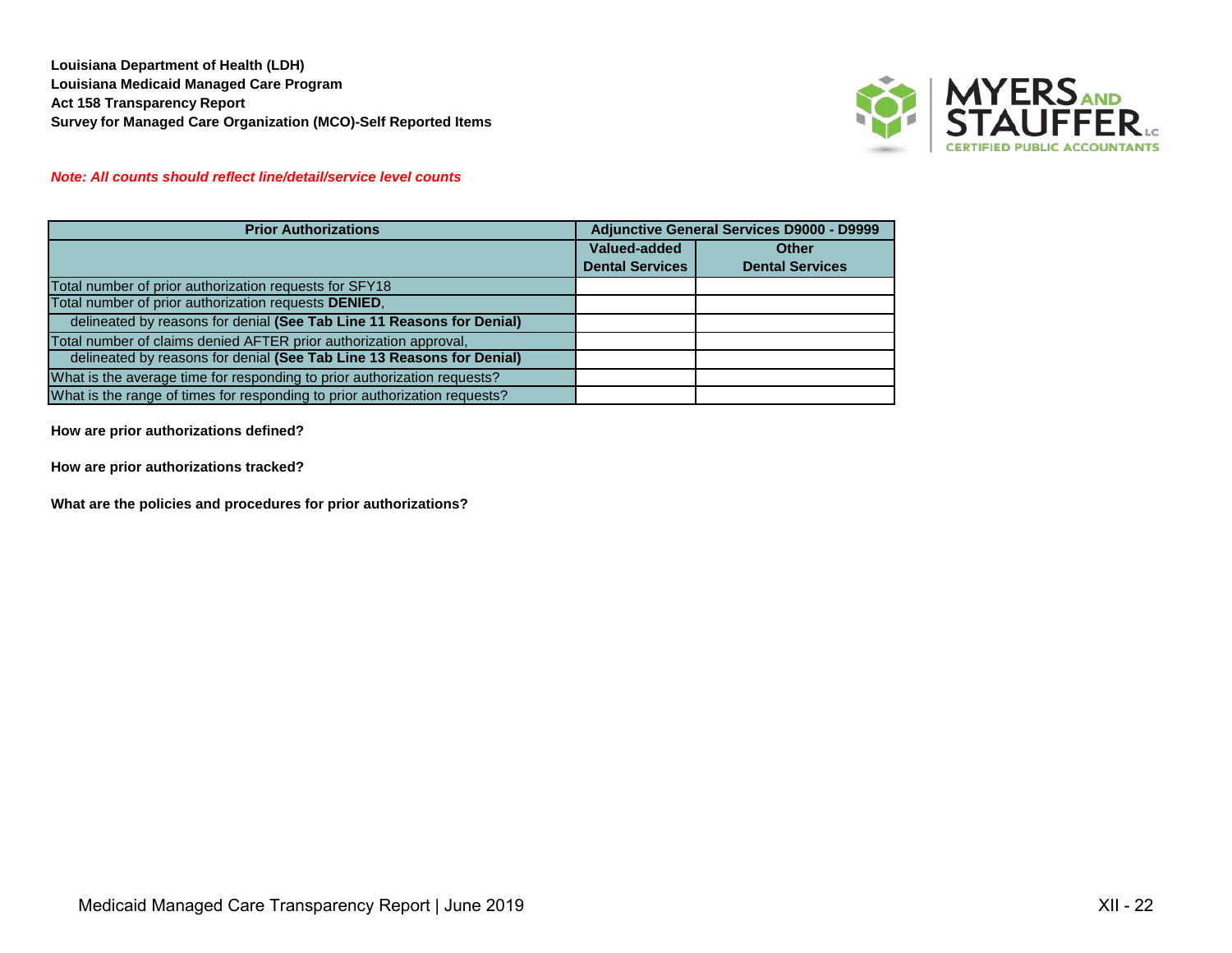**Louisiana Department of Health (LDH)**
**Louisiana Medicaid Managed Care Program**
**Act 158 Transparency Report**
**Survey for Managed Care Organization (MCO)-Self Reported Items**

***Note: All counts should reflect line/detail/service level counts***

| Prior Authorizations | Adjunctive General Services D9000 - D9999 | |
|---|---|---|
| | Valued-added Dental Services | Other Dental Services |
| Total number of prior authorization requests for SFY18 | | |
| Total number of prior authorization requests **DENIED**, | | |
| delineated by reasons for denial **(See Tab Line 11 Reasons for Denial)** | | |
| Total number of claims denied AFTER prior authorization approval, | | |
| delineated by reasons for denial **(See Tab Line 13 Reasons for Denial)** | | |
| What is the average time for responding to prior authorization requests? | | |
| What is the range of times for responding to prior authorization requests? | | |

**How are prior authorizations defined?**

**How are prior authorizations tracked?**

**What are the policies and procedures for prior authorizations?**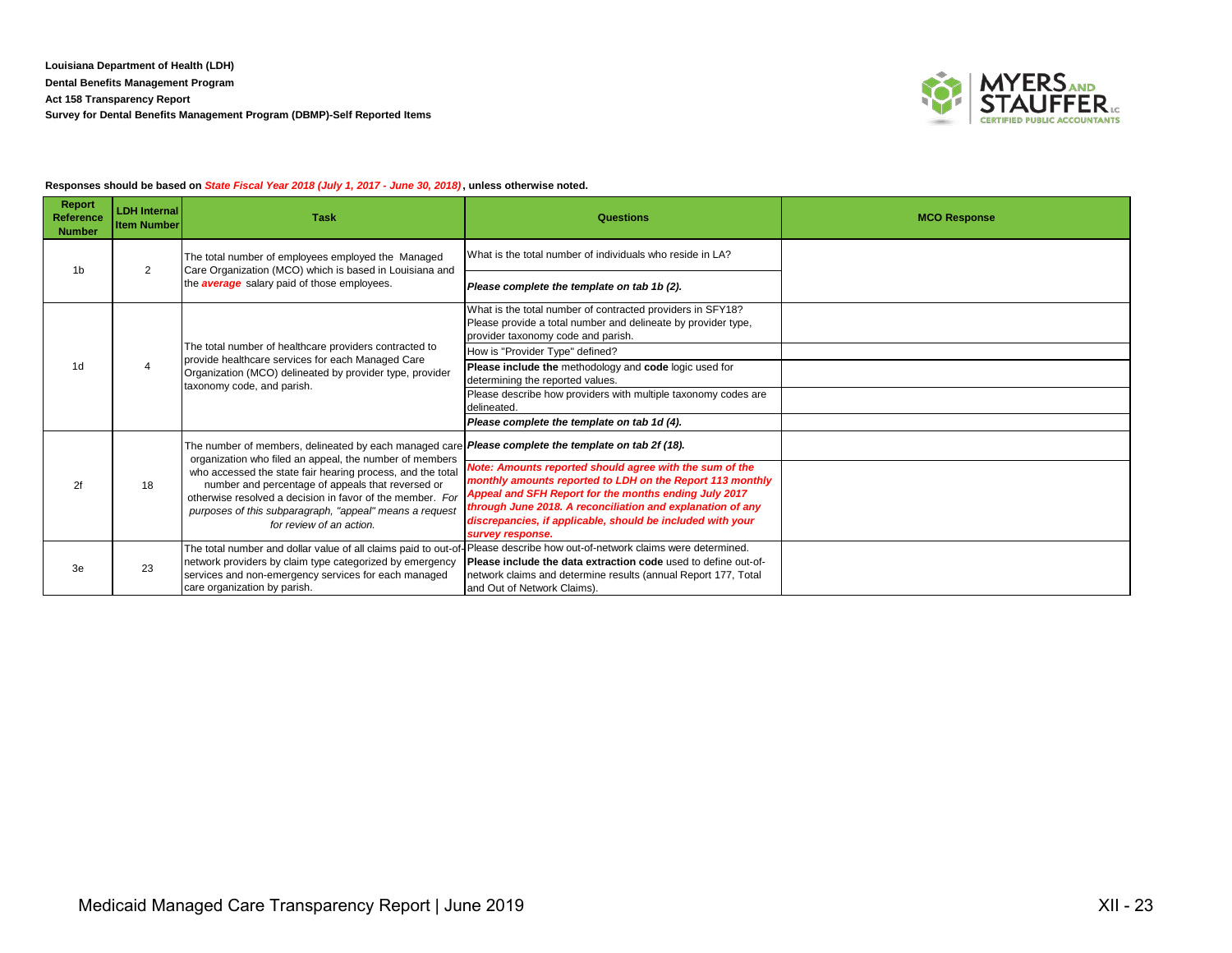**Louisiana Department of Health (LDH)**

**Dental Benefits Management Program**

**Act 158 Transparency Report**

**Survey for Dental Benefits Management Program (DBMP)-Self Reported Items**

**Responses should be based on *State Fiscal Year 2018 (July 1, 2017 - June 30, 2018)*, unless otherwise noted.**

| Report Reference Number | LDH Internal Item Number | Task | Questions | MCO Response |
|---|---|---|---|---|
| 1b | 2 | The total number of employees employed the Managed Care Organization (MCO) which is based in Louisiana and the ***average*** salary paid of those employees. | What is the total number of individuals who reside in LA? | |
| | | | ***Please complete the template on tab 1b (2).*** | |
| 1d | 4 | The total number of healthcare providers contracted to provide healthcare services for each Managed Care Organization (MCO) delineated by provider type, provider taxonomy code, and parish. | What is the total number of contracted providers in SFY18? Please provide a total number and delineate by provider type, provider taxonomy code and parish. | |
| | | | How is "Provider Type" defined? | |
| | | | **Please include the** methodology and **code** logic used for determining the reported values. | |
| | | | Please describe how providers with multiple taxonomy codes are delineated. | |
| | | | ***Please complete the template on tab 1d (4).*** | |
| 2f | 18 | The number of members, delineated by each managed care organization who filed an appeal, the number of members who accessed the state fair hearing process, and the total number and percentage of appeals that reversed or otherwise resolved a decision in favor of the member. *For purposes of this subparagraph, "appeal" means a request for review of an action.* | ***Please complete the template on tab 2f (18).*** | |
| | | | ***Note: Amounts reported should agree with the sum of the monthly amounts reported to LDH on the Report 113 monthly Appeal and SFH Report for the months ending July 2017 through June 2018. A reconciliation and explanation of any discrepancies, if applicable, should be included with your survey response.*** | |
| 3e | 23 | The total number and dollar value of all claims paid to out-of-network providers by claim type categorized by emergency services and non-emergency services for each managed care organization by parish. | Please describe how out-of-network claims were determined. **Please include the data extraction code** used to define out-of-network claims and determine results (annual Report 177, Total and Out of Network Claims). | |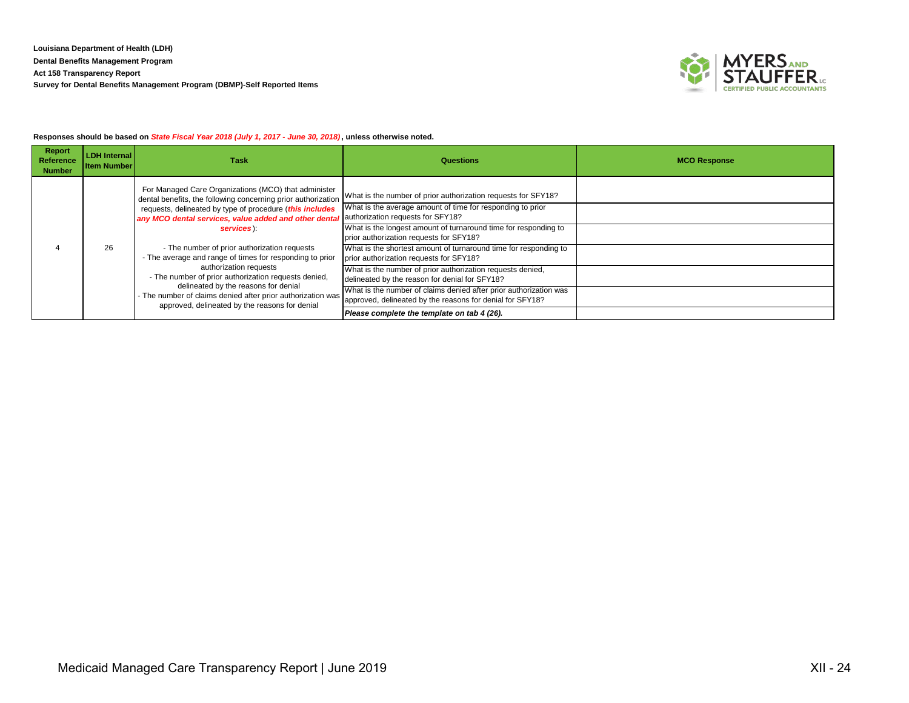**Louisiana Department of Health (LDH)**
**Dental Benefits Management Program**
**Act 158 Transparency Report**
**Survey for Dental Benefits Management Program (DBMP)-Self Reported Items**

**Responses should be based on *State Fiscal Year 2018 (July 1, 2017 - June 30, 2018)*, unless otherwise noted.**

| Report Reference Number | LDH Internal Item Number | Task | Questions | MCO Response |
|---|---|---|---|---|
| 4 | 26 | For Managed Care Organizations (MCO) that administer dental benefits, the following concerning prior authorization requests, delineated by type of procedure (***this includes any MCO dental services, value added and other dental services***):<br><br>- The number of prior authorization requests<br>- The average and range of times for responding to prior authorization requests<br>- The number of prior authorization requests denied, delineated by the reasons for denial<br>- The number of claims denied after prior authorization was approved, delineated by the reasons for denial | What is the number of prior authorization requests for SFY18? | |
| | | | What is the average amount of time for responding to prior authorization requests for SFY18? | |
| | | | What is the longest amount of turnaround time for responding to prior authorization requests for SFY18? | |
| | | | What is the shortest amount of turnaround time for responding to prior authorization requests for SFY18? | |
| | | | What is the number of prior authorization requests denied, delineated by the reason for denial for SFY18? | |
| | | | What is the number of claims denied after prior authorization was approved, delineated by the reasons for denial for SFY18? | |
| | | | ***Please complete the template on tab 4 (26).*** | |

Medicaid Managed Care Transparency Report | June 2019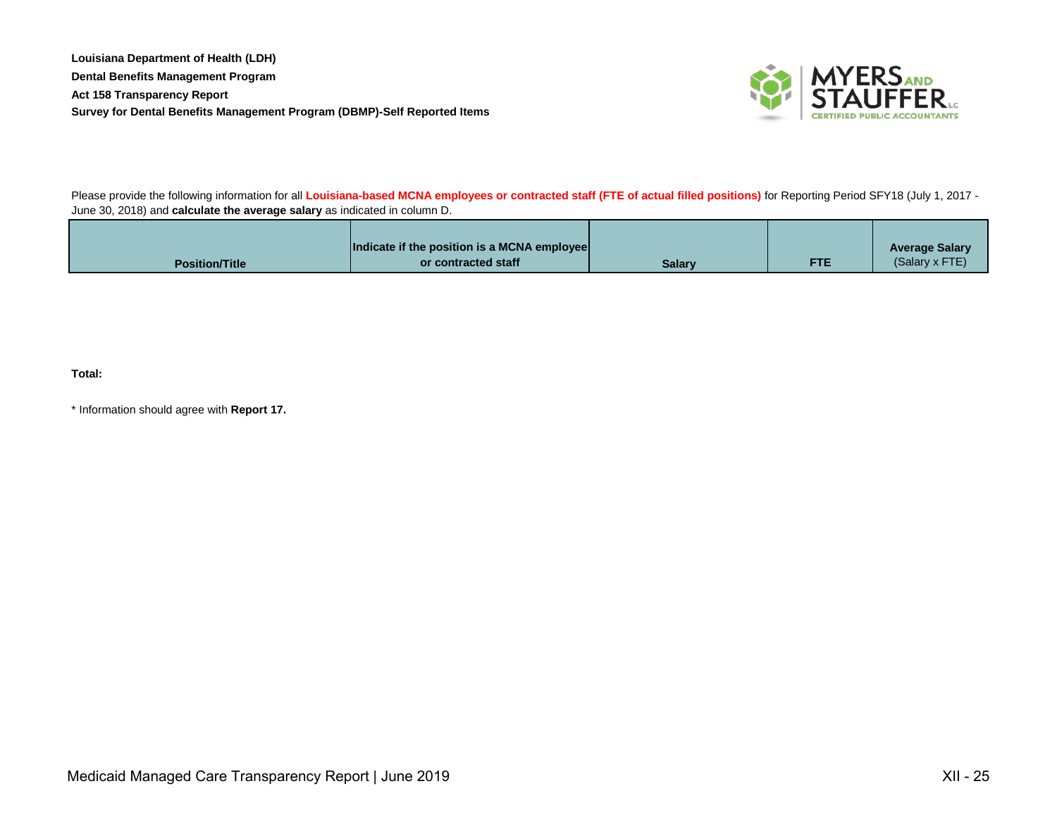**Louisiana Department of Health (LDH)**

**Dental Benefits Management Program**

**Act 158 Transparency Report**

**Survey for Dental Benefits Management Program (DBMP)-Self Reported Items**

Please provide the following information for all **Louisiana-based MCNA employees or contracted staff (FTE of actual filled positions)** for Reporting Period SFY18 (July 1, 2017 - June 30, 2018) and **calculate the average salary** as indicated in column D.

| Position/Title | Indicate if the position is a MCNA employee or contracted staff | Salary | FTE | Average Salary (Salary x FTE) |
|---|---|---|---|---|

**Total:**

* Information should agree with **Report 17.**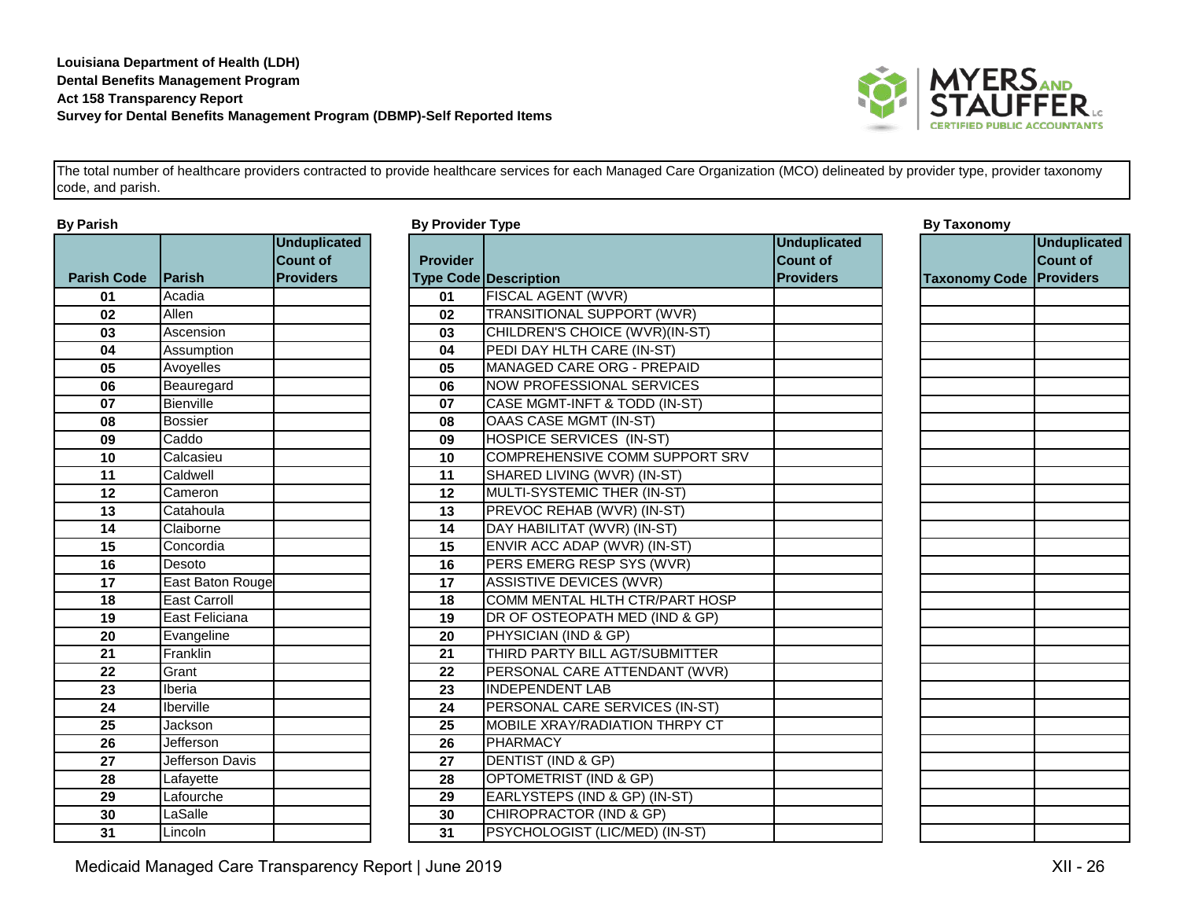**Louisiana Department of Health (LDH)**
**Dental Benefits Management Program**
**Act 158 Transparency Report**
**Survey for Dental Benefits Management Program (DBMP)-Self Reported Items**

The total number of healthcare providers contracted to provide healthcare services for each Managed Care Organization (MCO) delineated by provider type, provider taxonomy code, and parish.

**By Parish**

| Parish Code | Parish | Unduplicated Count of Providers |
|---|---|---|
| 01 | Acadia | |
| 02 | Allen | |
| 03 | Ascension | |
| 04 | Assumption | |
| 05 | Avoyelles | |
| 06 | Beauregard | |
| 07 | Bienville | |
| 08 | Bossier | |
| 09 | Caddo | |
| 10 | Calcasieu | |
| 11 | Caldwell | |
| 12 | Cameron | |
| 13 | Catahoula | |
| 14 | Claiborne | |
| 15 | Concordia | |
| 16 | Desoto | |
| 17 | East Baton Rouge | |
| 18 | East Carroll | |
| 19 | East Feliciana | |
| 20 | Evangeline | |
| 21 | Franklin | |
| 22 | Grant | |
| 23 | Iberia | |
| 24 | Iberville | |
| 25 | Jackson | |
| 26 | Jefferson | |
| 27 | Jefferson Davis | |
| 28 | Lafayette | |
| 29 | Lafourche | |
| 30 | LaSalle | |
| 31 | Lincoln | |

**By Provider Type**

| Provider Type Code | Description | Unduplicated Count of Providers |
|---|---|---|
| 01 | FISCAL AGENT (WVR) | |
| 02 | TRANSITIONAL SUPPORT (WVR) | |
| 03 | CHILDREN'S CHOICE (WVR)(IN-ST) | |
| 04 | PEDI DAY HLTH CARE (IN-ST) | |
| 05 | MANAGED CARE ORG - PREPAID | |
| 06 | NOW PROFESSIONAL SERVICES | |
| 07 | CASE MGMT-INFT & TODD (IN-ST) | |
| 08 | OAAS CASE MGMT (IN-ST) | |
| 09 | HOSPICE SERVICES (IN-ST) | |
| 10 | COMPREHENSIVE COMM SUPPORT SRV | |
| 11 | SHARED LIVING (WVR) (IN-ST) | |
| 12 | MULTI-SYSTEMIC THER (IN-ST) | |
| 13 | PREVOC REHAB (WVR) (IN-ST) | |
| 14 | DAY HABILITAT (WVR) (IN-ST) | |
| 15 | ENVIR ACC ADAP (WVR) (IN-ST) | |
| 16 | PERS EMERG RESP SYS (WVR) | |
| 17 | ASSISTIVE DEVICES (WVR) | |
| 18 | COMM MENTAL HLTH CTR/PART HOSP | |
| 19 | DR OF OSTEOPATH MED (IND & GP) | |
| 20 | PHYSICIAN (IND & GP) | |
| 21 | THIRD PARTY BILL AGT/SUBMITTER | |
| 22 | PERSONAL CARE ATTENDANT (WVR) | |
| 23 | INDEPENDENT LAB | |
| 24 | PERSONAL CARE SERVICES (IN-ST) | |
| 25 | MOBILE XRAY/RADIATION THRPY CT | |
| 26 | PHARMACY | |
| 27 | DENTIST (IND & GP) | |
| 28 | OPTOMETRIST (IND & GP) | |
| 29 | EARLYSTEPS (IND & GP) (IN-ST) | |
| 30 | CHIROPRACTOR (IND & GP) | |
| 31 | PSYCHOLOGIST (LIC/MED) (IN-ST) | |

**By Taxonomy**

| Taxonomy Code | Unduplicated Count of Providers |
|---|---|
| | |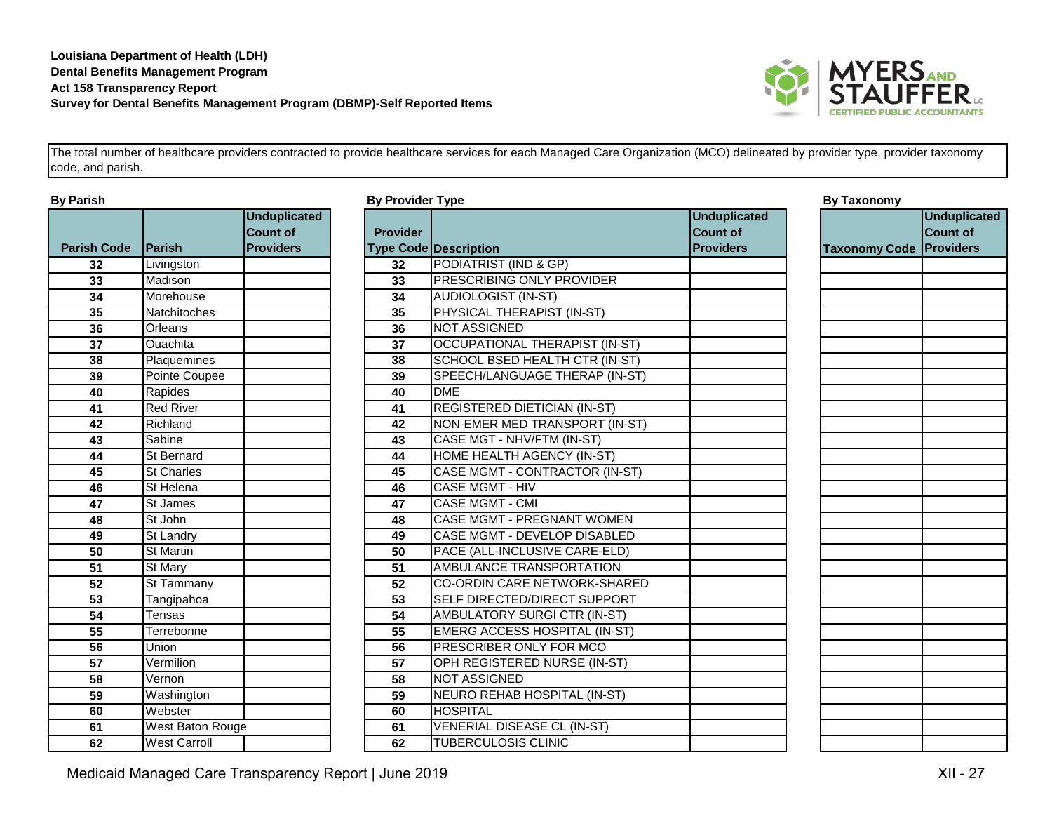**Louisiana Department of Health (LDH)**
**Dental Benefits Management Program**
**Act 158 Transparency Report**
**Survey for Dental Benefits Management Program (DBMP)-Self Reported Items**

The total number of healthcare providers contracted to provide healthcare services for each Managed Care Organization (MCO) delineated by provider type, provider taxonomy code, and parish.

**By Parish**

| Parish Code | Parish | Unduplicated Count of Providers |
|---|---|---|
| 32 | Livingston | |
| 33 | Madison | |
| 34 | Morehouse | |
| 35 | Natchitoches | |
| 36 | Orleans | |
| 37 | Ouachita | |
| 38 | Plaquemines | |
| 39 | Pointe Coupee | |
| 40 | Rapides | |
| 41 | Red River | |
| 42 | Richland | |
| 43 | Sabine | |
| 44 | St Bernard | |
| 45 | St Charles | |
| 46 | St Helena | |
| 47 | St James | |
| 48 | St John | |
| 49 | St Landry | |
| 50 | St Martin | |
| 51 | St Mary | |
| 52 | St Tammany | |
| 53 | Tangipahoa | |
| 54 | Tensas | |
| 55 | Terrebonne | |
| 56 | Union | |
| 57 | Vermilion | |
| 58 | Vernon | |
| 59 | Washington | |
| 60 | Webster | |
| 61 | West Baton Rouge | |
| 62 | West Carroll | |

**By Provider Type**

| Provider Type Code | Description | Unduplicated Count of Providers |
|---|---|---|
| 32 | PODIATRIST (IND & GP) | |
| 33 | PRESCRIBING ONLY PROVIDER | |
| 34 | AUDIOLOGIST (IN-ST) | |
| 35 | PHYSICAL THERAPIST (IN-ST) | |
| 36 | NOT ASSIGNED | |
| 37 | OCCUPATIONAL THERAPIST (IN-ST) | |
| 38 | SCHOOL BSED HEALTH CTR (IN-ST) | |
| 39 | SPEECH/LANGUAGE THERAP (IN-ST) | |
| 40 | DME | |
| 41 | REGISTERED DIETICIAN (IN-ST) | |
| 42 | NON-EMER MED TRANSPORT (IN-ST) | |
| 43 | CASE MGT - NHV/FTM (IN-ST) | |
| 44 | HOME HEALTH AGENCY (IN-ST) | |
| 45 | CASE MGMT - CONTRACTOR (IN-ST) | |
| 46 | CASE MGMT - HIV | |
| 47 | CASE MGMT - CMI | |
| 48 | CASE MGMT - PREGNANT WOMEN | |
| 49 | CASE MGMT - DEVELOP DISABLED | |
| 50 | PACE (ALL-INCLUSIVE CARE-ELD) | |
| 51 | AMBULANCE TRANSPORTATION | |
| 52 | CO-ORDIN CARE NETWORK-SHARED | |
| 53 | SELF DIRECTED/DIRECT SUPPORT | |
| 54 | AMBULATORY SURGI CTR (IN-ST) | |
| 55 | EMERG ACCESS HOSPITAL (IN-ST) | |
| 56 | PRESCRIBER ONLY FOR MCO | |
| 57 | OPH REGISTERED NURSE (IN-ST) | |
| 58 | NOT ASSIGNED | |
| 59 | NEURO REHAB HOSPITAL (IN-ST) | |
| 60 | HOSPITAL | |
| 61 | VENERIAL DISEASE CL (IN-ST) | |
| 62 | TUBERCULOSIS CLINIC | |

**By Taxonomy**

| Taxonomy Code | Unduplicated Count of Providers |
|---|---|
| | |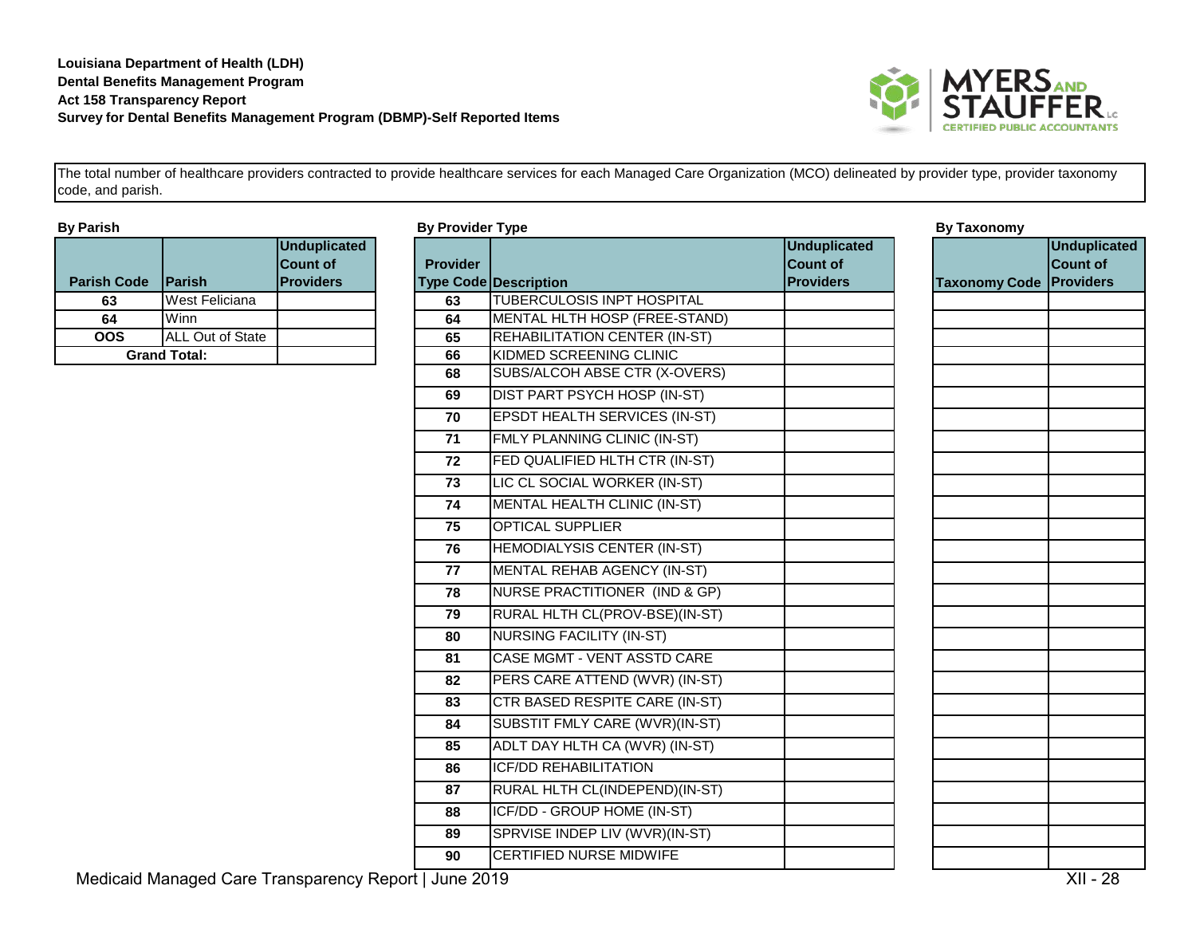**Louisiana Department of Health (LDH)**
**Dental Benefits Management Program**
**Act 158 Transparency Report**
**Survey for Dental Benefits Management Program (DBMP)-Self Reported Items**

The total number of healthcare providers contracted to provide healthcare services for each Managed Care Organization (MCO) delineated by provider type, provider taxonomy code, and parish.

**By Parish**

| Parish Code | Parish | Unduplicated Count of Providers |
|---|---|---|
| 63 | West Feliciana | |
| 64 | Winn | |
| OOS | ALL Out of State | |
| Grand Total: | | |

**By Provider Type**

| Provider Type Code | Description | Unduplicated Count of Providers |
|---|---|---|
| 63 | TUBERCULOSIS INPT HOSPITAL | |
| 64 | MENTAL HLTH HOSP (FREE-STAND) | |
| 65 | REHABILITATION CENTER (IN-ST) | |
| 66 | KIDMED SCREENING CLINIC | |
| 68 | SUBS/ALCOH ABSE CTR (X-OVERS) | |
| 69 | DIST PART PSYCH HOSP (IN-ST) | |
| 70 | EPSDT HEALTH SERVICES (IN-ST) | |
| 71 | FMLY PLANNING CLINIC (IN-ST) | |
| 72 | FED QUALIFIED HLTH CTR (IN-ST) | |
| 73 | LIC CL SOCIAL WORKER (IN-ST) | |
| 74 | MENTAL HEALTH CLINIC (IN-ST) | |
| 75 | OPTICAL SUPPLIER | |
| 76 | HEMODIALYSIS CENTER (IN-ST) | |
| 77 | MENTAL REHAB AGENCY (IN-ST) | |
| 78 | NURSE PRACTITIONER (IND & GP) | |
| 79 | RURAL HLTH CL(PROV-BSE)(IN-ST) | |
| 80 | NURSING FACILITY (IN-ST) | |
| 81 | CASE MGMT - VENT ASSTD CARE | |
| 82 | PERS CARE ATTEND (WVR) (IN-ST) | |
| 83 | CTR BASED RESPITE CARE (IN-ST) | |
| 84 | SUBSTIT FMLY CARE (WVR)(IN-ST) | |
| 85 | ADLT DAY HLTH CA (WVR) (IN-ST) | |
| 86 | ICF/DD REHABILITATION | |
| 87 | RURAL HLTH CL(INDEPEND)(IN-ST) | |
| 88 | ICF/DD - GROUP HOME (IN-ST) | |
| 89 | SPRVISE INDEP LIV (WVR)(IN-ST) | |
| 90 | CERTIFIED NURSE MIDWIFE | |

**By Taxonomy**

| Taxonomy Code | Unduplicated Count of Providers |
|---|---|
| | |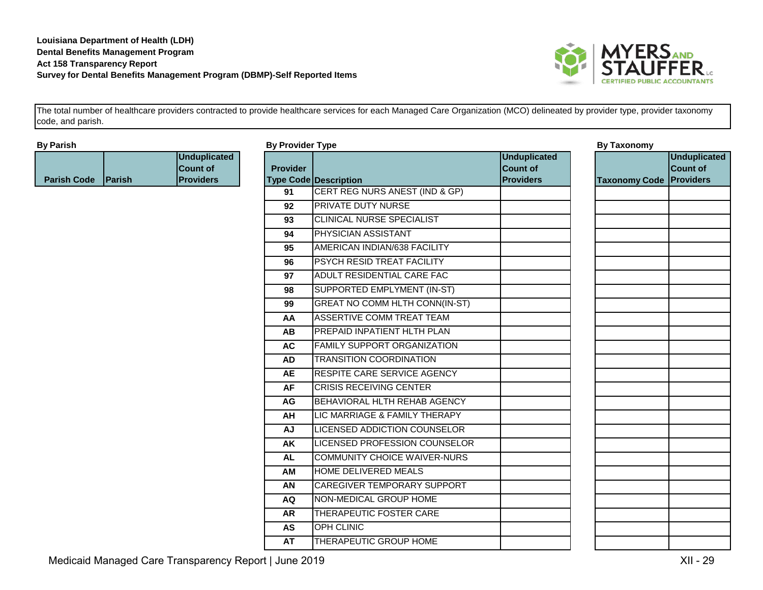**Louisiana Department of Health (LDH)**
**Dental Benefits Management Program**
**Act 158 Transparency Report**
**Survey for Dental Benefits Management Program (DBMP)-Self Reported Items**

The total number of healthcare providers contracted to provide healthcare services for each Managed Care Organization (MCO) delineated by provider type, provider taxonomy code, and parish.

**By Parish**

| Parish Code | Parish | Unduplicated Count of Providers |
|---|---|---|

**By Provider Type**

| Provider Type Code | Description | Unduplicated Count of Providers |
|---|---|---|
| 91 | CERT REG NURS ANEST (IND & GP) | |
| 92 | PRIVATE DUTY NURSE | |
| 93 | CLINICAL NURSE SPECIALIST | |
| 94 | PHYSICIAN ASSISTANT | |
| 95 | AMERICAN INDIAN/638 FACILITY | |
| 96 | PSYCH RESID TREAT FACILITY | |
| 97 | ADULT RESIDENTIAL CARE FAC | |
| 98 | SUPPORTED EMPLYMENT (IN-ST) | |
| 99 | GREAT NO COMM HLTH CONN(IN-ST) | |
| AA | ASSERTIVE COMM TREAT TEAM | |
| AB | PREPAID INPATIENT HLTH PLAN | |
| AC | FAMILY SUPPORT ORGANIZATION | |
| AD | TRANSITION COORDINATION | |
| AE | RESPITE CARE SERVICE AGENCY | |
| AF | CRISIS RECEIVING CENTER | |
| AG | BEHAVIORAL HLTH REHAB AGENCY | |
| AH | LIC MARRIAGE & FAMILY THERAPY | |
| AJ | LICENSED ADDICTION COUNSELOR | |
| AK | LICENSED PROFESSION COUNSELOR | |
| AL | COMMUNITY CHOICE WAIVER-NURS | |
| AM | HOME DELIVERED MEALS | |
| AN | CAREGIVER TEMPORARY SUPPORT | |
| AQ | NON-MEDICAL GROUP HOME | |
| AR | THERAPEUTIC FOSTER CARE | |
| AS | OPH CLINIC | |
| AT | THERAPEUTIC GROUP HOME | |

**By Taxonomy**

| Taxonomy Code | Unduplicated Count of Providers |
|---|---|
| | |
| | |
| | |
| | |
| | |
| | |
| | |
| | |
| | |
| | |
| | |
| | |
| | |
| | |
| | |
| | |
| | |
| | |
| | |
| | |
| | |
| | |
| | |
| | |
| | |
| | |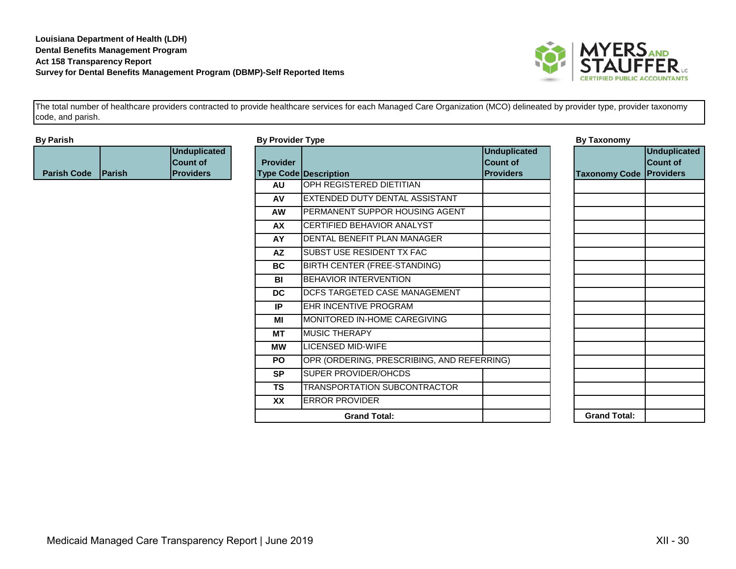**Louisiana Department of Health (LDH)**
**Dental Benefits Management Program**
**Act 158 Transparency Report**
**Survey for Dental Benefits Management Program (DBMP)-Self Reported Items**

The total number of healthcare providers contracted to provide healthcare services for each Managed Care Organization (MCO) delineated by provider type, provider taxonomy code, and parish.

**By Parish**

| Parish Code | Parish | Unduplicated Count of Providers |
|---|---|---|

**By Provider Type**

| Provider Type Code | Description | Unduplicated Count of Providers |
|---|---|---|
| AU | OPH REGISTERED DIETITIAN | |
| AV | EXTENDED DUTY DENTAL ASSISTANT | |
| AW | PERMANENT SUPPOR HOUSING AGENT | |
| AX | CERTIFIED BEHAVIOR ANALYST | |
| AY | DENTAL BENEFIT PLAN MANAGER | |
| AZ | SUBST USE RESIDENT TX FAC | |
| BC | BIRTH CENTER (FREE-STANDING) | |
| BI | BEHAVIOR INTERVENTION | |
| DC | DCFS TARGETED CASE MANAGEMENT | |
| IP | EHR INCENTIVE PROGRAM | |
| MI | MONITORED IN-HOME CAREGIVING | |
| MT | MUSIC THERAPY | |
| MW | LICENSED MID-WIFE | |
| PO | OPR (ORDERING, PRESCRIBING, AND REFERRING) | |
| SP | SUPER PROVIDER/OHCDS | |
| TS | TRANSPORTATION SUBCONTRACTOR | |
| XX | ERROR PROVIDER | |
| **Grand Total:** | | |

**By Taxonomy**

| Taxonomy Code | Unduplicated Count of Providers |
|---|---|
| | |
| | |
| | |
| | |
| | |
| | |
| | |
| | |
| | |
| | |
| | |
| | |
| | |
| | |
| | |
| | |
| | |
| **Grand Total:** | |

Medicaid Managed Care Transparency Report | June 2019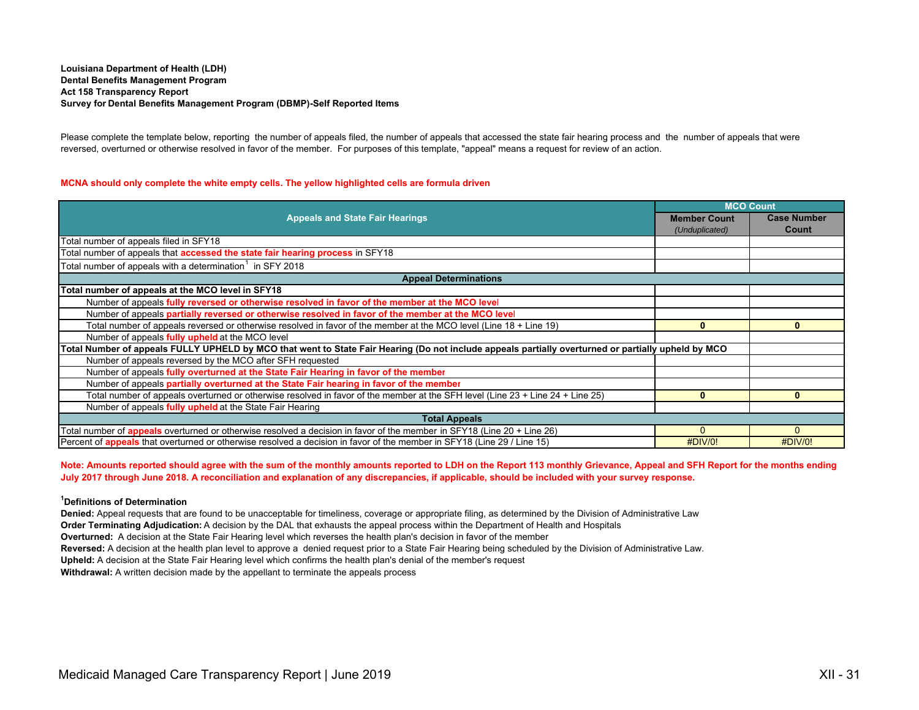**Louisiana Department of Health (LDH)**
**Dental Benefits Management Program**
**Act 158 Transparency Report**
**Survey for Dental Benefits Management Program (DBMP)-Self Reported Items**

Please complete the template below, reporting the number of appeals filed, the number of appeals that accessed the state fair hearing process and the number of appeals that were reversed, overturned or otherwise resolved in favor of the member. For purposes of this template, "appeal" means a request for review of an action.

**MCNA should only complete the white empty cells. The yellow highlighted cells are formula driven**

| Appeals and State Fair Hearings | MCO Count | |
|---|---|---|
| | **Member Count** *(Unduplicated)* | **Case Number Count** |
| Total number of appeals filed in SFY18 | | |
| Total number of appeals that **accessed the state fair hearing process** in SFY18 | | |
| Total number of appeals with a determination[1] in SFY 2018 | | |
| **Appeal Determinations** | | |
| **Total number of appeals at the MCO level in SFY18** | | |
| Number of appeals **fully reversed or otherwise resolved in favor of the member at the MCO level** | | |
| Number of appeals **partially reversed or otherwise resolved in favor of the member at the MCO level** | | |
| Total number of appeals reversed or otherwise resolved in favor of the member at the MCO level (Line 18 + Line 19) | **0** | **0** |
| Number of appeals **fully upheld** at the MCO level | | |
| **Total Number of appeals FULLY UPHELD by MCO that went to State Fair Hearing (Do not include appeals partially overturned or partially upheld by MCO** | | |
| Number of appeals reversed by the MCO after SFH requested | | |
| Number of appeals **fully overturned at the State Fair Hearing in favor of the member** | | |
| Number of appeals **partially overturned at the State Fair hearing in favor of the member** | | |
| Total number of appeals overturned or otherwise resolved in favor of the member at the SFH level (Line 23 + Line 24 + Line 25) | **0** | **0** |
| Number of appeals **fully upheld** at the State Fair Hearing | | |
| **Total Appeals** | | |
| Total number of **appeals** overturned or otherwise resolved a decision in favor of the member in SFY18 (Line 20 + Line 26) | 0 | 0 |
| Percent of **appeals** that overturned or otherwise resolved a decision in favor of the member in SFY18 (Line 29 / Line 15) | #DIV/0! | #DIV/0! |

**Note: Amounts reported should agree with the sum of the monthly amounts reported to LDH on the Report 113 monthly Grievance, Appeal and SFH Report for the months ending July 2017 through June 2018. A reconciliation and explanation of any discrepancies, if applicable, should be included with your survey response.**

**[1]Definitions of Determination**

**Denied:** Appeal requests that are found to be unacceptable for timeliness, coverage or appropriate filing, as determined by the Division of Administrative Law

**Order Terminating Adjudication:** A decision by the DAL that exhausts the appeal process within the Department of Health and Hospitals

**Overturned:** A decision at the State Fair Hearing level which reverses the health plan's decision in favor of the member

**Reversed:** A decision at the health plan level to approve a denied request prior to a State Fair Hearing being scheduled by the Division of Administrative Law.

**Upheld:** A decision at the State Fair Hearing level which confirms the health plan's denial of the member's request

**Withdrawal:** A written decision made by the appellant to terminate the appeals process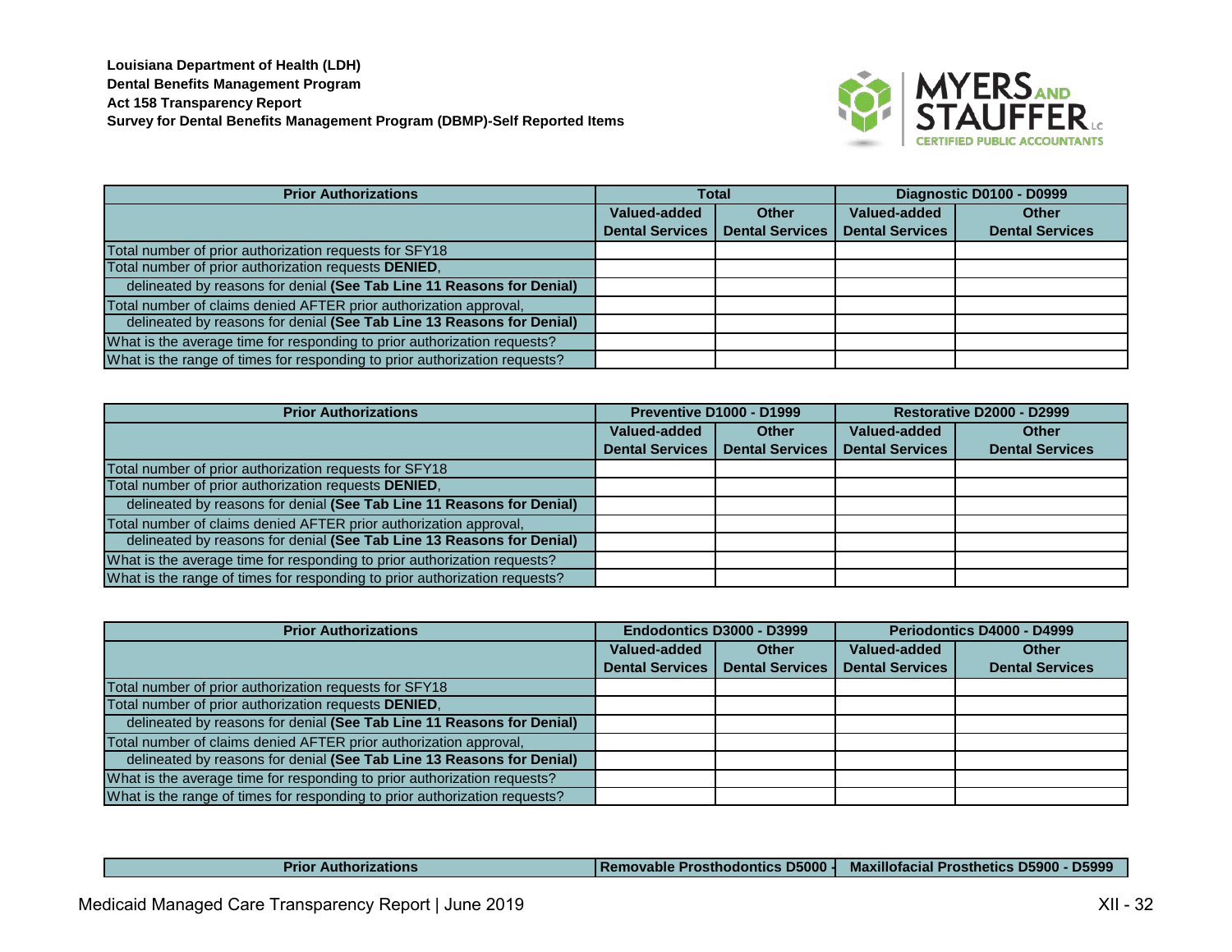**Louisiana Department of Health (LDH)**
**Dental Benefits Management Program**
**Act 158 Transparency Report**
**Survey for Dental Benefits Management Program (DBMP)-Self Reported Items**

| Prior Authorizations | Total | | Diagnostic D0100 - D0999 | |
|---|---|---|---|---|
| | Valued-added Dental Services | Other Dental Services | Valued-added Dental Services | Other Dental Services |
| Total number of prior authorization requests for SFY18 | | | | |
| Total number of prior authorization requests **DENIED**, | | | | |
| delineated by reasons for denial **(See Tab Line 11 Reasons for Denial)** | | | | |
| Total number of claims denied AFTER prior authorization approval, | | | | |
| delineated by reasons for denial **(See Tab Line 13 Reasons for Denial)** | | | | |
| What is the average time for responding to prior authorization requests? | | | | |
| What is the range of times for responding to prior authorization requests? | | | | |

| Prior Authorizations | Preventive D1000 - D1999 | | Restorative D2000 - D2999 | |
|---|---|---|---|---|
| | Valued-added Dental Services | Other Dental Services | Valued-added Dental Services | Other Dental Services |
| Total number of prior authorization requests for SFY18 | | | | |
| Total number of prior authorization requests **DENIED**, | | | | |
| delineated by reasons for denial **(See Tab Line 11 Reasons for Denial)** | | | | |
| Total number of claims denied AFTER prior authorization approval, | | | | |
| delineated by reasons for denial **(See Tab Line 13 Reasons for Denial)** | | | | |
| What is the average time for responding to prior authorization requests? | | | | |
| What is the range of times for responding to prior authorization requests? | | | | |

| Prior Authorizations | Endodontics D3000 - D3999 | | Periodontics D4000 - D4999 | |
|---|---|---|---|---|
| | Valued-added Dental Services | Other Dental Services | Valued-added Dental Services | Other Dental Services |
| Total number of prior authorization requests for SFY18 | | | | |
| Total number of prior authorization requests **DENIED**, | | | | |
| delineated by reasons for denial **(See Tab Line 11 Reasons for Denial)** | | | | |
| Total number of claims denied AFTER prior authorization approval, | | | | |
| delineated by reasons for denial **(See Tab Line 13 Reasons for Denial)** | | | | |
| What is the average time for responding to prior authorization requests? | | | | |
| What is the range of times for responding to prior authorization requests? | | | | |

| Prior Authorizations | Removable Prosthodontics D5000 - | Maxillofacial Prosthetics D5900 - D5999 |
|---|---|---|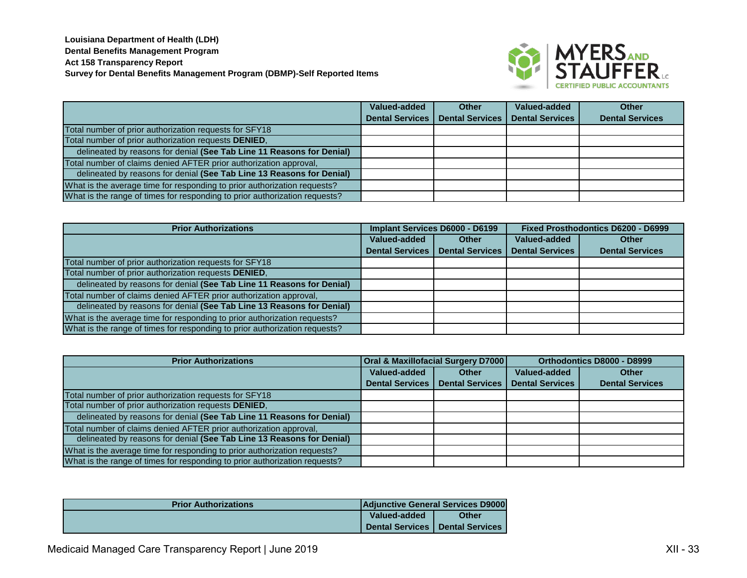**Louisiana Department of Health (LDH)**
**Dental Benefits Management Program**
**Act 158 Transparency Report**
**Survey for Dental Benefits Management Program (DBMP)-Self Reported Items**

| | Valued-added Dental Services | Other Dental Services | Valued-added Dental Services | Other Dental Services |
|---|---|---|---|---|
| Total number of prior authorization requests for SFY18 | | | | |
| Total number of prior authorization requests **DENIED**, | | | | |
| delineated by reasons for denial **(See Tab Line 11 Reasons for Denial)** | | | | |
| Total number of claims denied AFTER prior authorization approval, | | | | |
| delineated by reasons for denial **(See Tab Line 13 Reasons for Denial)** | | | | |
| What is the average time for responding to prior authorization requests? | | | | |
| What is the range of times for responding to prior authorization requests? | | | | |

| Prior Authorizations | Implant Services D6000 - D6199 | | Fixed Prosthodontics D6200 - D6999 | |
|---|---|---|---|---|
| | Valued-added Dental Services | Other Dental Services | Valued-added Dental Services | Other Dental Services |
| Total number of prior authorization requests for SFY18 | | | | |
| Total number of prior authorization requests **DENIED**, | | | | |
| delineated by reasons for denial **(See Tab Line 11 Reasons for Denial)** | | | | |
| Total number of claims denied AFTER prior authorization approval, | | | | |
| delineated by reasons for denial **(See Tab Line 13 Reasons for Denial)** | | | | |
| What is the average time for responding to prior authorization requests? | | | | |
| What is the range of times for responding to prior authorization requests? | | | | |

| Prior Authorizations | Oral & Maxillofacial Surgery D7000 | | Orthodontics D8000 - D8999 | |
|---|---|---|---|---|
| | Valued-added Dental Services | Other Dental Services | Valued-added Dental Services | Other Dental Services |
| Total number of prior authorization requests for SFY18 | | | | |
| Total number of prior authorization requests **DENIED**, | | | | |
| delineated by reasons for denial **(See Tab Line 11 Reasons for Denial)** | | | | |
| Total number of claims denied AFTER prior authorization approval, | | | | |
| delineated by reasons for denial **(See Tab Line 13 Reasons for Denial)** | | | | |
| What is the average time for responding to prior authorization requests? | | | | |
| What is the range of times for responding to prior authorization requests? | | | | |

| Prior Authorizations | Adjunctive General Services D9000 | |
|---|---|---|
| | Valued-added Dental Services | Other Dental Services |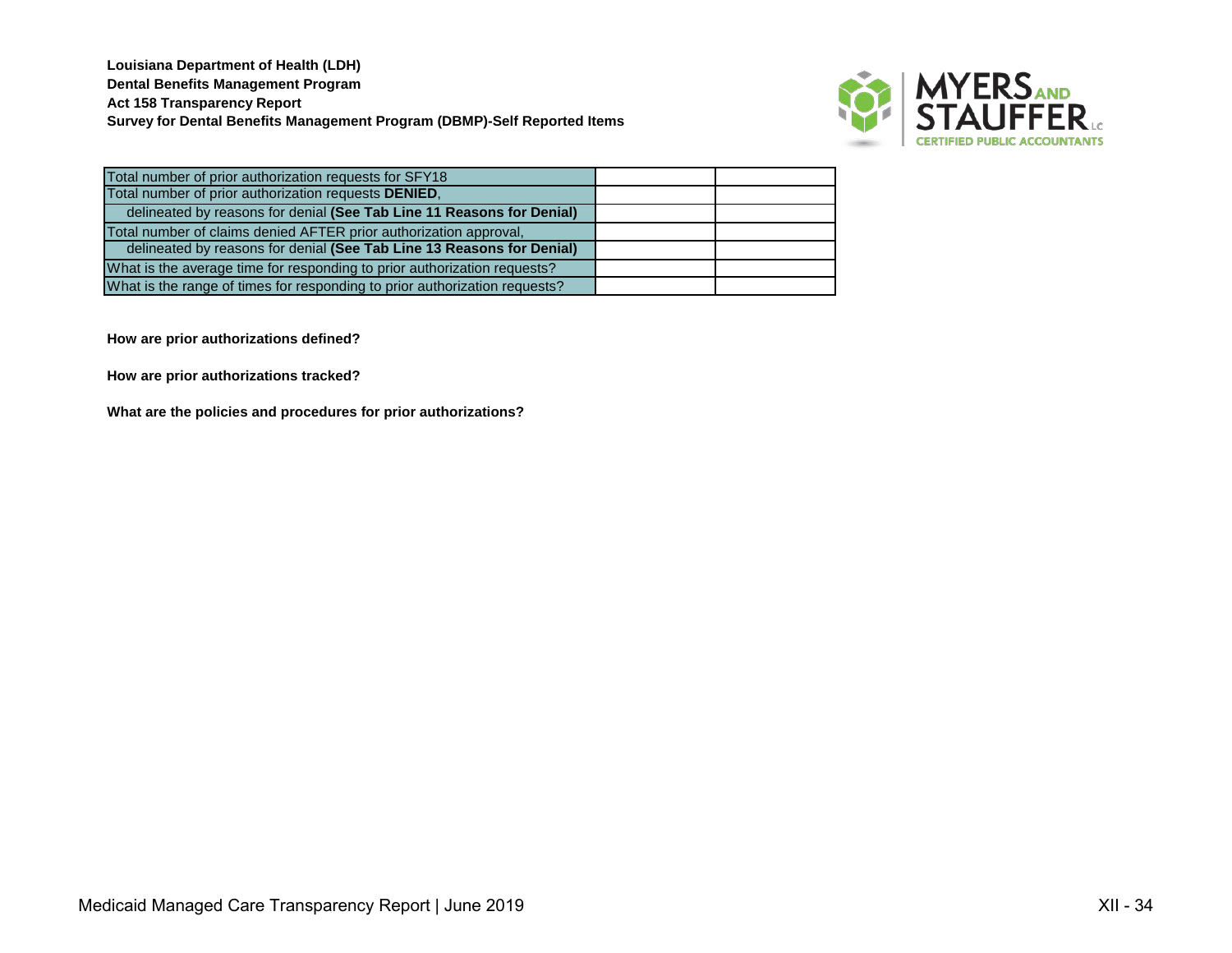**Louisiana Department of Health (LDH)**
**Dental Benefits Management Program**
**Act 158 Transparency Report**
**Survey for Dental Benefits Management Program (DBMP)-Self Reported Items**

| | | |
|---|---|---|
| Total number of prior authorization requests for SFY18 | | |
| Total number of prior authorization requests **DENIED**, | | |
| delineated by reasons for denial **(See Tab Line 11 Reasons for Denial)** | | |
| Total number of claims denied AFTER prior authorization approval, | | |
| delineated by reasons for denial **(See Tab Line 13 Reasons for Denial)** | | |
| What is the average time for responding to prior authorization requests? | | |
| What is the range of times for responding to prior authorization requests? | | |

**How are prior authorizations defined?**

**How are prior authorizations tracked?**

**What are the policies and procedures for prior authorizations?**